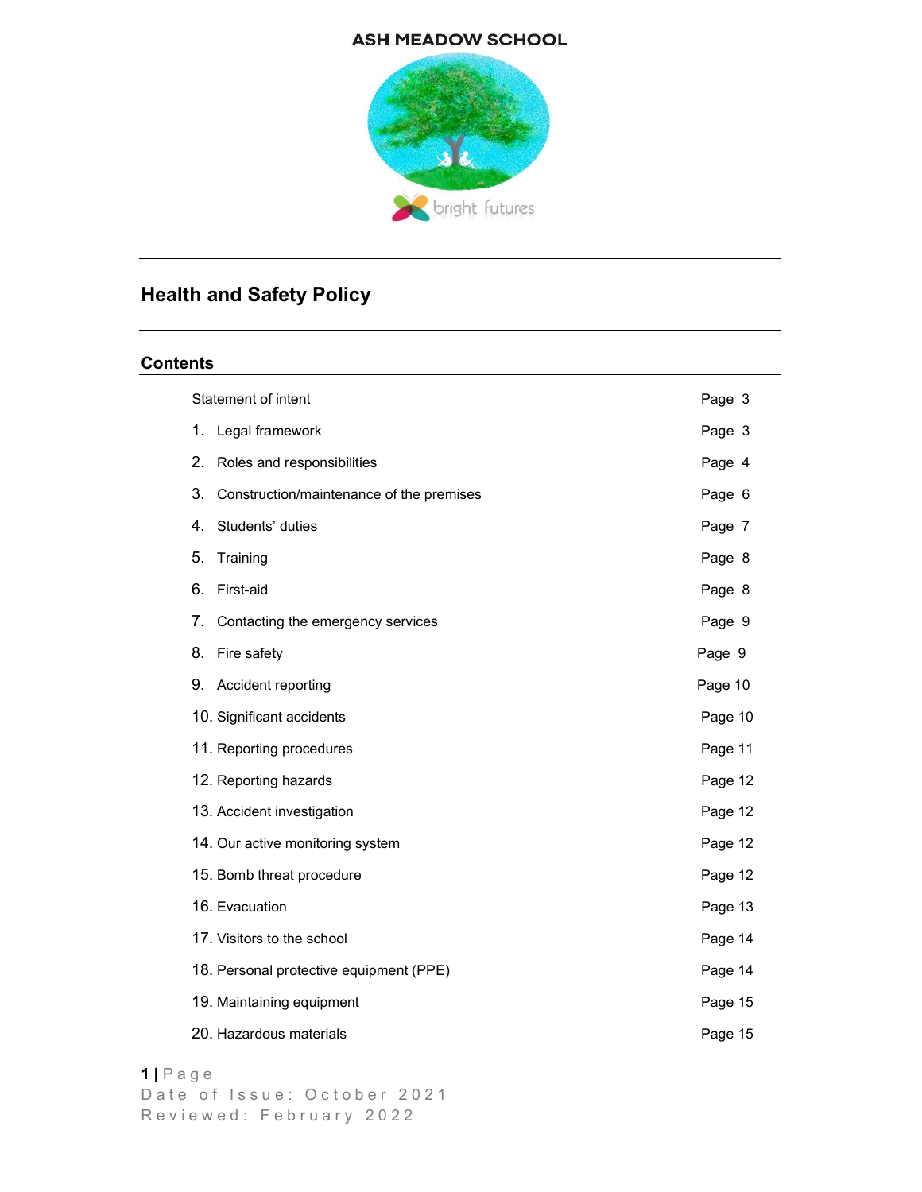ASH MEADOW SCHOOL

bright futures

# Health and Safety Policy

## Contents

| | |
|---|---|
| Statement of intent | Page 3 |
| 1. Legal framework | Page 3 |
| 2. Roles and responsibilities | Page 4 |
| 3. Construction/maintenance of the premises | Page 6 |
| 4. Students' duties | Page 7 |
| 5. Training | Page 8 |
| 6. First-aid | Page 8 |
| 7. Contacting the emergency services | Page 9 |
| 8. Fire safety | Page 9 |
| 9. Accident reporting | Page 10 |
| 10. Significant accidents | Page 10 |
| 11. Reporting procedures | Page 11 |
| 12. Reporting hazards | Page 12 |
| 13. Accident investigation | Page 12 |
| 14. Our active monitoring system | Page 12 |
| 15. Bomb threat procedure | Page 12 |
| 16. Evacuation | Page 13 |
| 17. Visitors to the school | Page 14 |
| 18. Personal protective equipment (PPE) | Page 14 |
| 19. Maintaining equipment | Page 15 |
| 20. Hazardous materials | Page 15 |

Date of Issue: October 2021
Reviewed: February 2022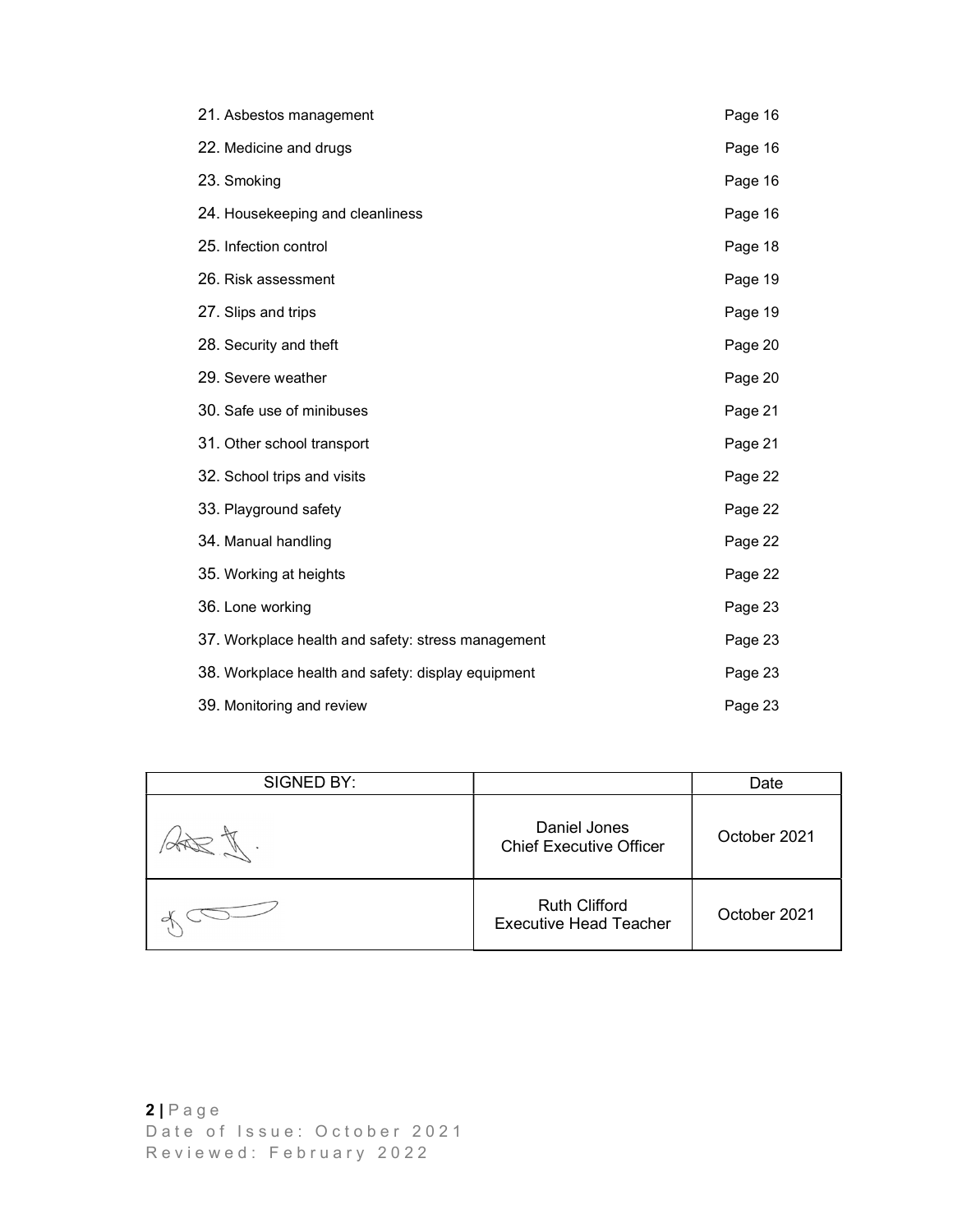21. Asbestos management Page 16
22. Medicine and drugs Page 16
23. Smoking Page 16
24. Housekeeping and cleanliness Page 16
25. Infection control Page 18
26. Risk assessment Page 19
27. Slips and trips Page 19
28. Security and theft Page 20
29. Severe weather Page 20
30. Safe use of minibuses Page 21
31. Other school transport Page 21
32. School trips and visits Page 22
33. Playground safety Page 22
34. Manual handling Page 22
35. Working at heights Page 22
36. Lone working Page 23
37. Workplace health and safety: stress management Page 23
38. Workplace health and safety: display equipment Page 23
39. Monitoring and review Page 23

| SIGNED BY: | | Date |
|---|---|---|
| | Daniel Jones<br>Chief Executive Officer | October 2021 |
| | Ruth Clifford<br>Executive Head Teacher | October 2021 |

Date of Issue: October 2021
Reviewed: February 2022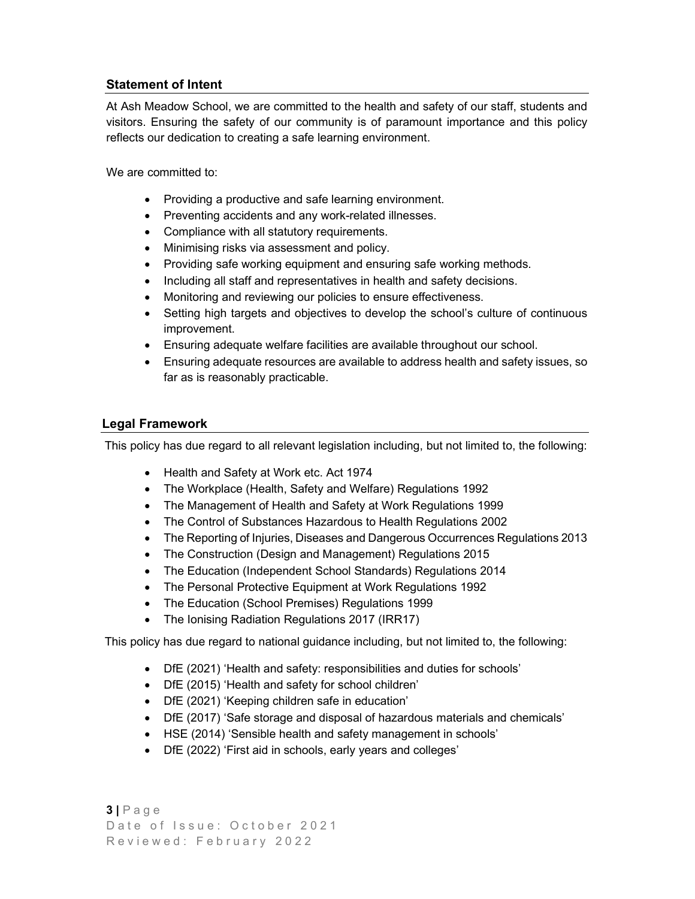## Statement of Intent

At Ash Meadow School, we are committed to the health and safety of our staff, students and visitors. Ensuring the safety of our community is of paramount importance and this policy reflects our dedication to creating a safe learning environment.

We are committed to:

- Providing a productive and safe learning environment.
- Preventing accidents and any work-related illnesses.
- Compliance with all statutory requirements.
- Minimising risks via assessment and policy.
- Providing safe working equipment and ensuring safe working methods.
- Including all staff and representatives in health and safety decisions.
- Monitoring and reviewing our policies to ensure effectiveness.
- Setting high targets and objectives to develop the school's culture of continuous improvement.
- Ensuring adequate welfare facilities are available throughout our school.
- Ensuring adequate resources are available to address health and safety issues, so far as is reasonably practicable.

## Legal Framework

This policy has due regard to all relevant legislation including, but not limited to, the following:

- Health and Safety at Work etc. Act 1974
- The Workplace (Health, Safety and Welfare) Regulations 1992
- The Management of Health and Safety at Work Regulations 1999
- The Control of Substances Hazardous to Health Regulations 2002
- The Reporting of Injuries, Diseases and Dangerous Occurrences Regulations 2013
- The Construction (Design and Management) Regulations 2015
- The Education (Independent School Standards) Regulations 2014
- The Personal Protective Equipment at Work Regulations 1992
- The Education (School Premises) Regulations 1999
- The Ionising Radiation Regulations 2017 (IRR17)

This policy has due regard to national guidance including, but not limited to, the following:

- DfE (2021) 'Health and safety: responsibilities and duties for schools'
- DfE (2015) 'Health and safety for school children'
- DfE (2021) 'Keeping children safe in education'
- DfE (2017) 'Safe storage and disposal of hazardous materials and chemicals'
- HSE (2014) 'Sensible health and safety management in schools'
- DfE (2022) 'First aid in schools, early years and colleges'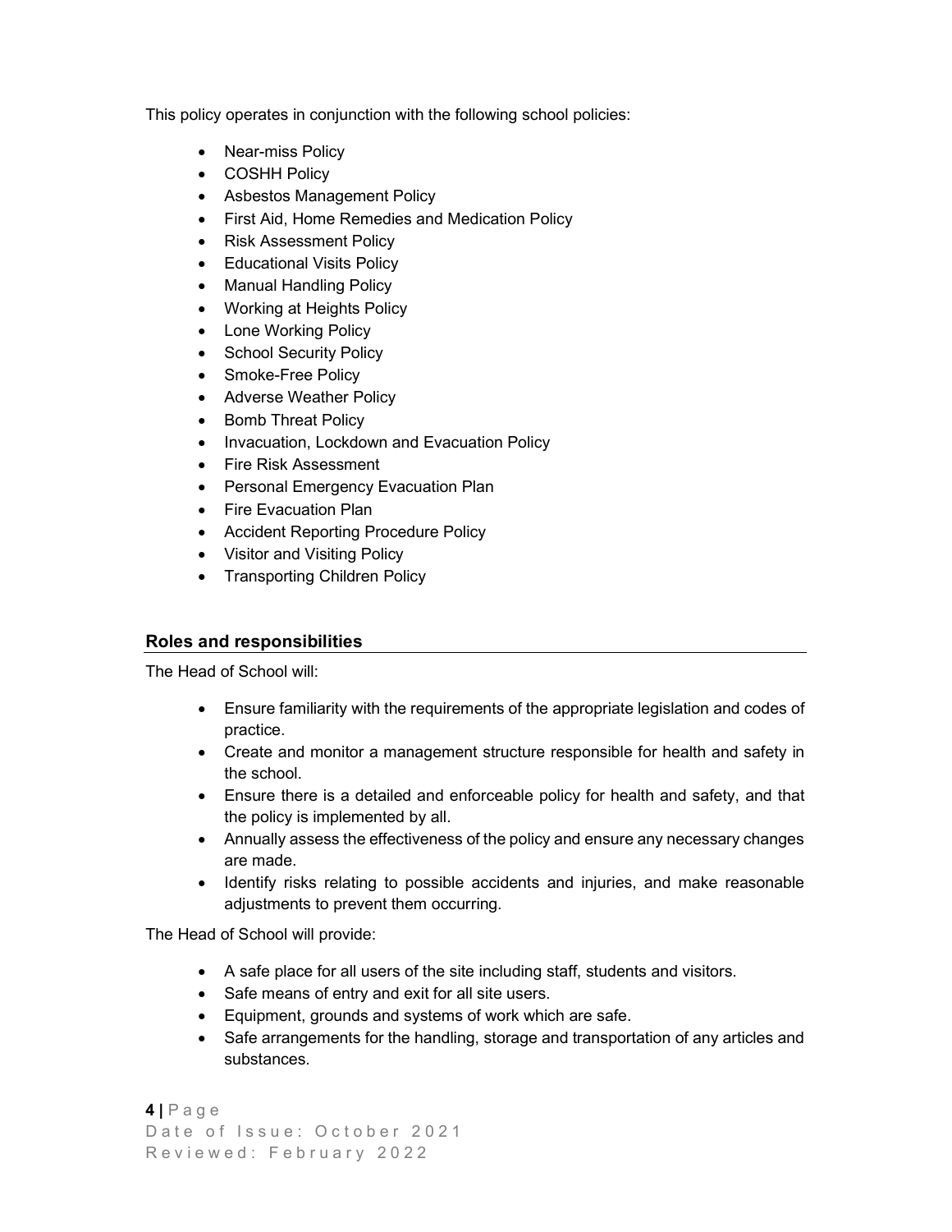This policy operates in conjunction with the following school policies:

- Near-miss Policy
- COSHH Policy
- Asbestos Management Policy
- First Aid, Home Remedies and Medication Policy
- Risk Assessment Policy
- Educational Visits Policy
- Manual Handling Policy
- Working at Heights Policy
- Lone Working Policy
- School Security Policy
- Smoke-Free Policy
- Adverse Weather Policy
- Bomb Threat Policy
- Invacuation, Lockdown and Evacuation Policy
- Fire Risk Assessment
- Personal Emergency Evacuation Plan
- Fire Evacuation Plan
- Accident Reporting Procedure Policy
- Visitor and Visiting Policy
- Transporting Children Policy

## Roles and responsibilities

The Head of School will:

- Ensure familiarity with the requirements of the appropriate legislation and codes of practice.
- Create and monitor a management structure responsible for health and safety in the school.
- Ensure there is a detailed and enforceable policy for health and safety, and that the policy is implemented by all.
- Annually assess the effectiveness of the policy and ensure any necessary changes are made.
- Identify risks relating to possible accidents and injuries, and make reasonable adjustments to prevent them occurring.

The Head of School will provide:

- A safe place for all users of the site including staff, students and visitors.
- Safe means of entry and exit for all site users.
- Equipment, grounds and systems of work which are safe.
- Safe arrangements for the handling, storage and transportation of any articles and substances.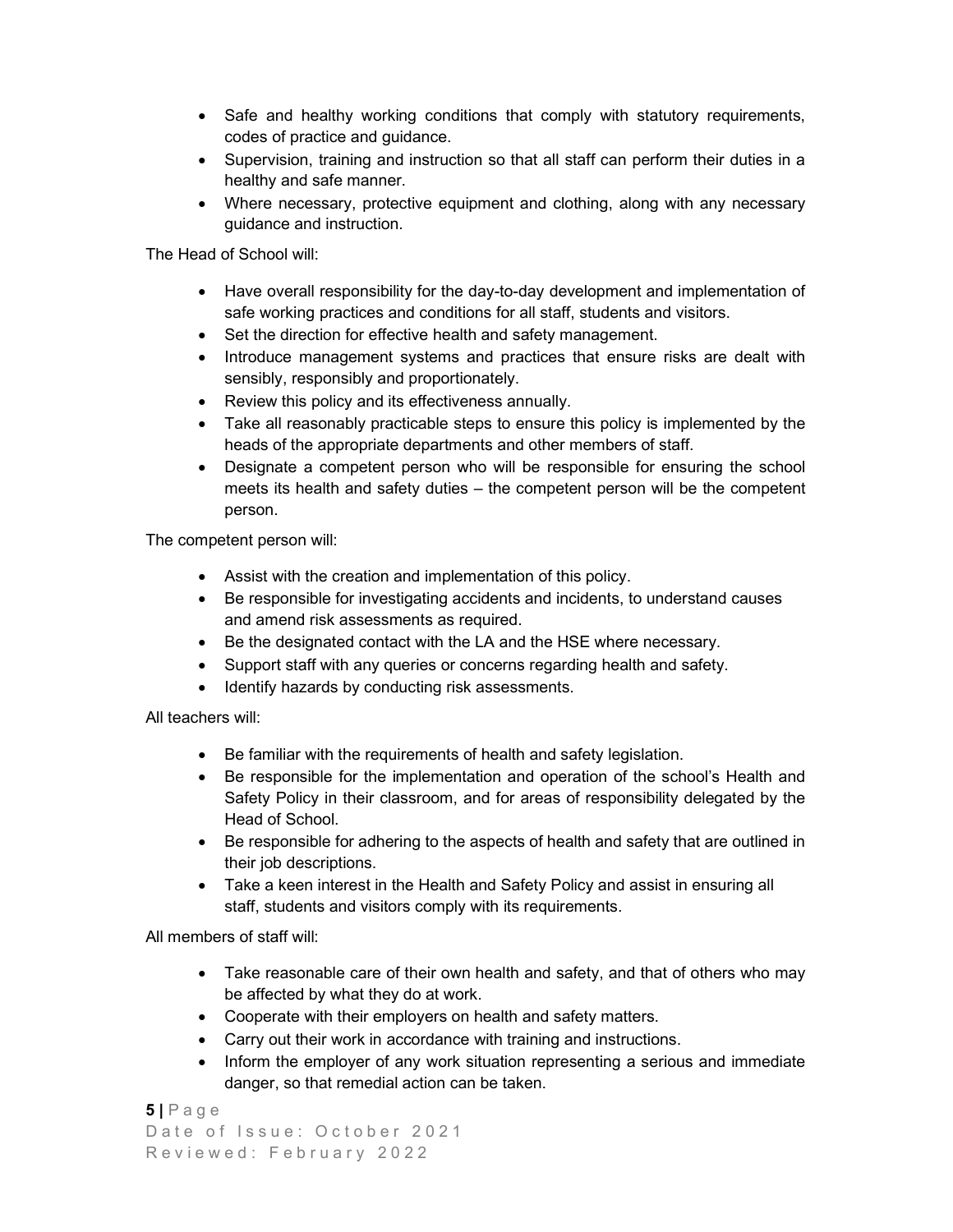- Safe and healthy working conditions that comply with statutory requirements, codes of practice and guidance.
- Supervision, training and instruction so that all staff can perform their duties in a healthy and safe manner.
- Where necessary, protective equipment and clothing, along with any necessary guidance and instruction.

The Head of School will:

- Have overall responsibility for the day-to-day development and implementation of safe working practices and conditions for all staff, students and visitors.
- Set the direction for effective health and safety management.
- Introduce management systems and practices that ensure risks are dealt with sensibly, responsibly and proportionately.
- Review this policy and its effectiveness annually.
- Take all reasonably practicable steps to ensure this policy is implemented by the heads of the appropriate departments and other members of staff.
- Designate a competent person who will be responsible for ensuring the school meets its health and safety duties – the competent person will be the competent person.

The competent person will:

- Assist with the creation and implementation of this policy.
- Be responsible for investigating accidents and incidents, to understand causes and amend risk assessments as required.
- Be the designated contact with the LA and the HSE where necessary.
- Support staff with any queries or concerns regarding health and safety.
- Identify hazards by conducting risk assessments.

All teachers will:

- Be familiar with the requirements of health and safety legislation.
- Be responsible for the implementation and operation of the school's Health and Safety Policy in their classroom, and for areas of responsibility delegated by the Head of School.
- Be responsible for adhering to the aspects of health and safety that are outlined in their job descriptions.
- Take a keen interest in the Health and Safety Policy and assist in ensuring all staff, students and visitors comply with its requirements.

All members of staff will:

- Take reasonable care of their own health and safety, and that of others who may be affected by what they do at work.
- Cooperate with their employers on health and safety matters.
- Carry out their work in accordance with training and instructions.
- Inform the employer of any work situation representing a serious and immediate danger, so that remedial action can be taken.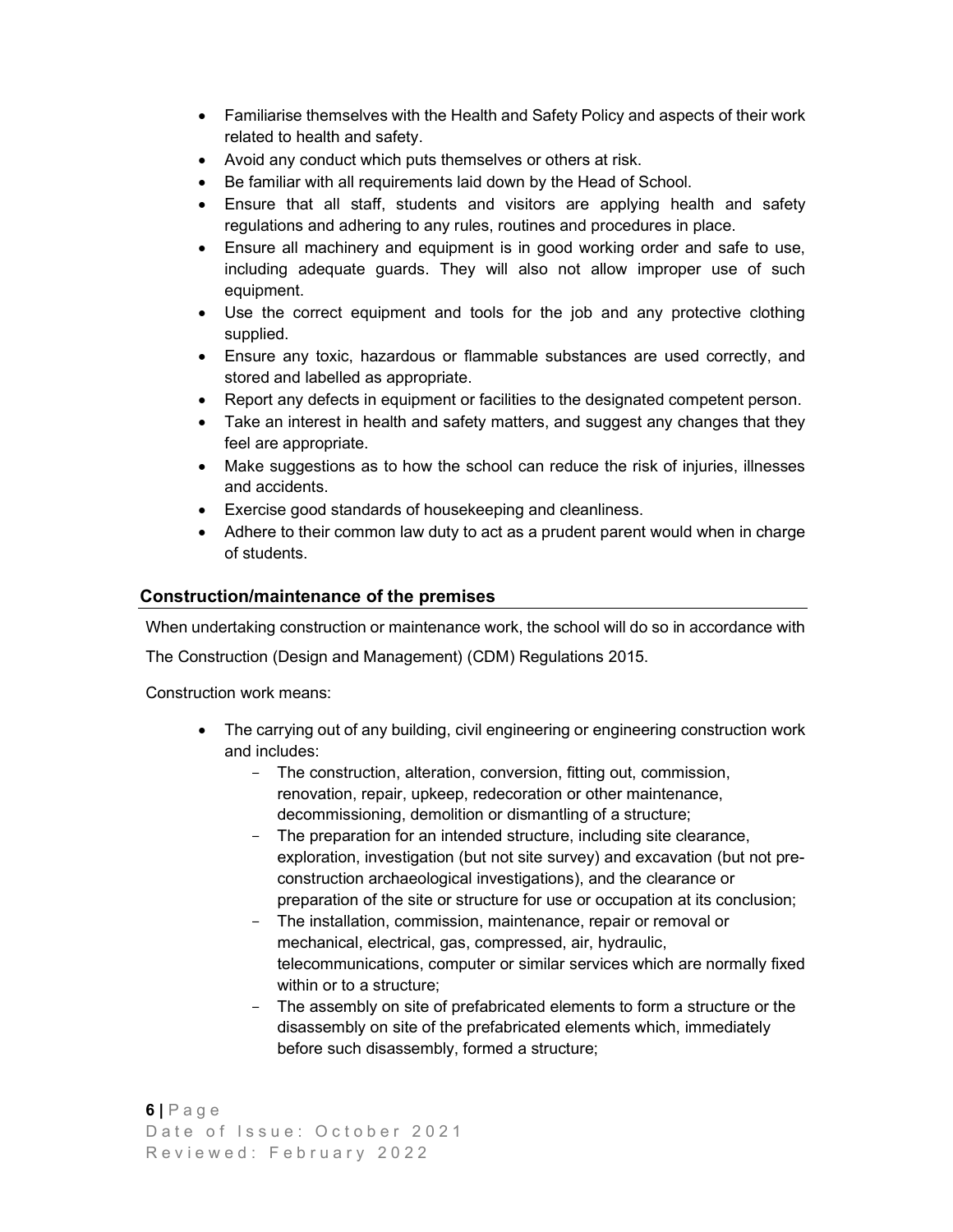- Familiarise themselves with the Health and Safety Policy and aspects of their work related to health and safety.
- Avoid any conduct which puts themselves or others at risk.
- Be familiar with all requirements laid down by the Head of School.
- Ensure that all staff, students and visitors are applying health and safety regulations and adhering to any rules, routines and procedures in place.
- Ensure all machinery and equipment is in good working order and safe to use, including adequate guards. They will also not allow improper use of such equipment.
- Use the correct equipment and tools for the job and any protective clothing supplied.
- Ensure any toxic, hazardous or flammable substances are used correctly, and stored and labelled as appropriate.
- Report any defects in equipment or facilities to the designated competent person.
- Take an interest in health and safety matters, and suggest any changes that they feel are appropriate.
- Make suggestions as to how the school can reduce the risk of injuries, illnesses and accidents.
- Exercise good standards of housekeeping and cleanliness.
- Adhere to their common law duty to act as a prudent parent would when in charge of students.

## Construction/maintenance of the premises

When undertaking construction or maintenance work, the school will do so in accordance with The Construction (Design and Management) (CDM) Regulations 2015.

Construction work means:

- The carrying out of any building, civil engineering or engineering construction work and includes:
  - The construction, alteration, conversion, fitting out, commission, renovation, repair, upkeep, redecoration or other maintenance, decommissioning, demolition or dismantling of a structure;
  - The preparation for an intended structure, including site clearance, exploration, investigation (but not site survey) and excavation (but not pre-construction archaeological investigations), and the clearance or preparation of the site or structure for use or occupation at its conclusion;
  - The installation, commission, maintenance, repair or removal or mechanical, electrical, gas, compressed, air, hydraulic, telecommunications, computer or similar services which are normally fixed within or to a structure;
  - The assembly on site of prefabricated elements to form a structure or the disassembly on site of the prefabricated elements which, immediately before such disassembly, formed a structure;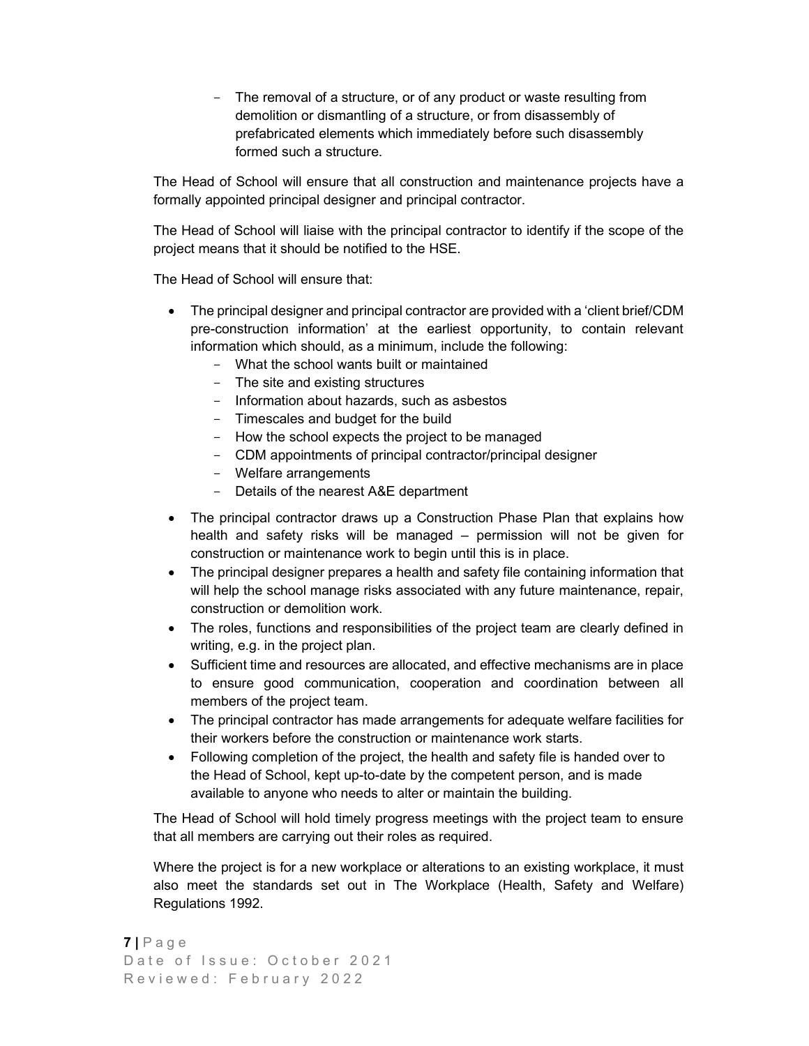- The removal of a structure, or of any product or waste resulting from demolition or dismantling of a structure, or from disassembly of prefabricated elements which immediately before such disassembly formed such a structure.

The Head of School will ensure that all construction and maintenance projects have a formally appointed principal designer and principal contractor.

The Head of School will liaise with the principal contractor to identify if the scope of the project means that it should be notified to the HSE.

The Head of School will ensure that:

- The principal designer and principal contractor are provided with a 'client brief/CDM pre-construction information' at the earliest opportunity, to contain relevant information which should, as a minimum, include the following:
    - What the school wants built or maintained
    - The site and existing structures
    - Information about hazards, such as asbestos
    - Timescales and budget for the build
    - How the school expects the project to be managed
    - CDM appointments of principal contractor/principal designer
    - Welfare arrangements
    - Details of the nearest A&E department
- The principal contractor draws up a Construction Phase Plan that explains how health and safety risks will be managed – permission will not be given for construction or maintenance work to begin until this is in place.
- The principal designer prepares a health and safety file containing information that will help the school manage risks associated with any future maintenance, repair, construction or demolition work.
- The roles, functions and responsibilities of the project team are clearly defined in writing, e.g. in the project plan.
- Sufficient time and resources are allocated, and effective mechanisms are in place to ensure good communication, cooperation and coordination between all members of the project team.
- The principal contractor has made arrangements for adequate welfare facilities for their workers before the construction or maintenance work starts.
- Following completion of the project, the health and safety file is handed over to the Head of School, kept up-to-date by the competent person, and is made available to anyone who needs to alter or maintain the building.

The Head of School will hold timely progress meetings with the project team to ensure that all members are carrying out their roles as required.

Where the project is for a new workplace or alterations to an existing workplace, it must also meet the standards set out in The Workplace (Health, Safety and Welfare) Regulations 1992.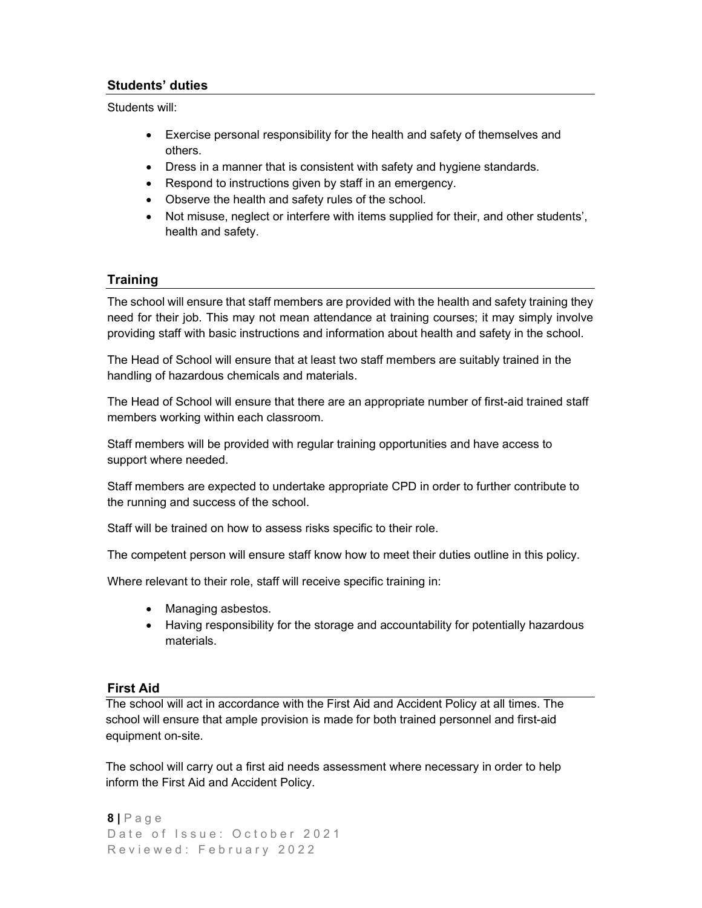## Students' duties

Students will:

- Exercise personal responsibility for the health and safety of themselves and others.
- Dress in a manner that is consistent with safety and hygiene standards.
- Respond to instructions given by staff in an emergency.
- Observe the health and safety rules of the school.
- Not misuse, neglect or interfere with items supplied for their, and other students', health and safety.

## Training

The school will ensure that staff members are provided with the health and safety training they need for their job. This may not mean attendance at training courses; it may simply involve providing staff with basic instructions and information about health and safety in the school.

The Head of School will ensure that at least two staff members are suitably trained in the handling of hazardous chemicals and materials.

The Head of School will ensure that there are an appropriate number of first-aid trained staff members working within each classroom.

Staff members will be provided with regular training opportunities and have access to support where needed.

Staff members are expected to undertake appropriate CPD in order to further contribute to the running and success of the school.

Staff will be trained on how to assess risks specific to their role.

The competent person will ensure staff know how to meet their duties outline in this policy.

Where relevant to their role, staff will receive specific training in:

- Managing asbestos.
- Having responsibility for the storage and accountability for potentially hazardous materials.

## First Aid

The school will act in accordance with the First Aid and Accident Policy at all times. The school will ensure that ample provision is made for both trained personnel and first-aid equipment on-site.

The school will carry out a first aid needs assessment where necessary in order to help inform the First Aid and Accident Policy.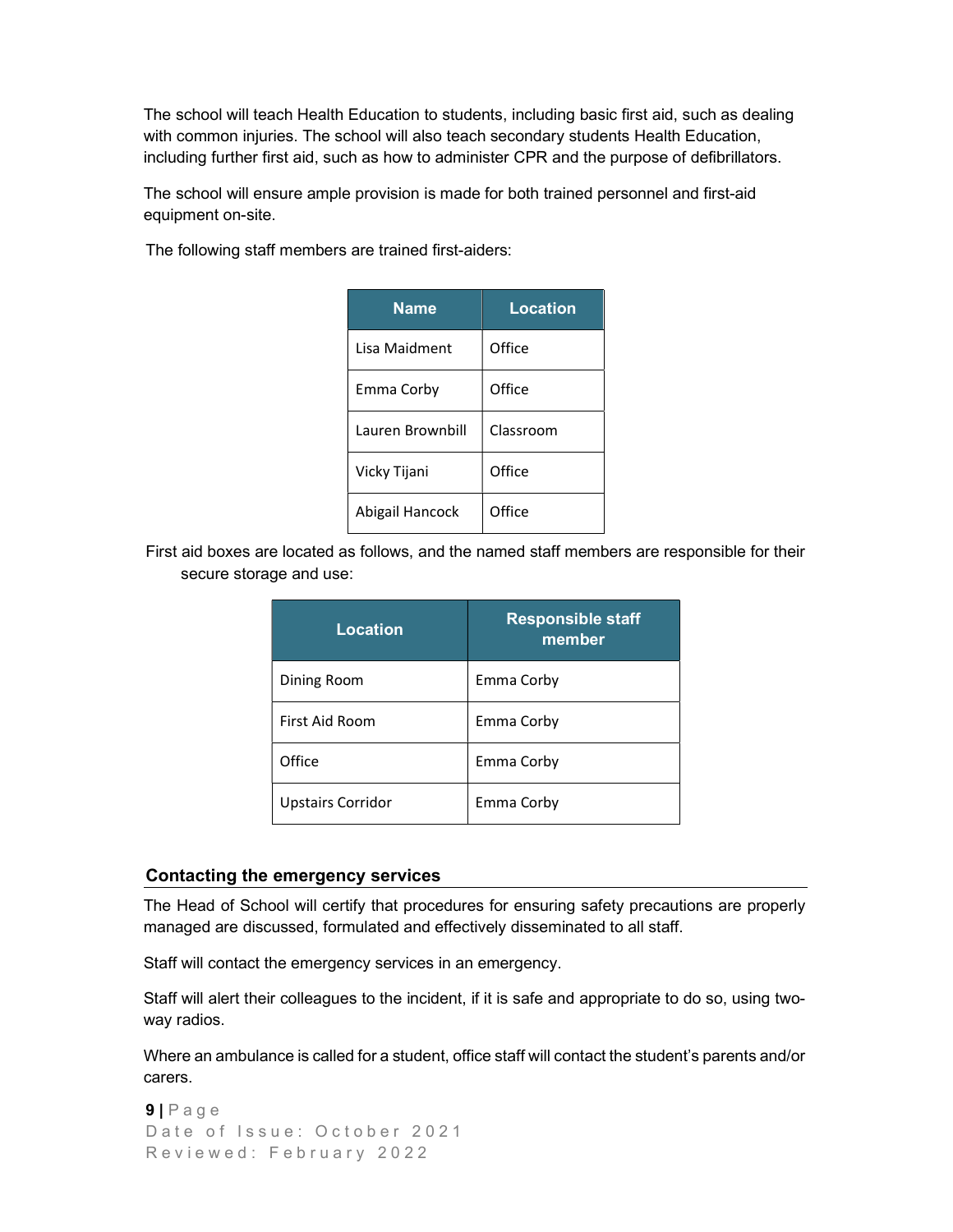The school will teach Health Education to students, including basic first aid, such as dealing with common injuries. The school will also teach secondary students Health Education, including further first aid, such as how to administer CPR and the purpose of defibrillators.

The school will ensure ample provision is made for both trained personnel and first-aid equipment on-site.

The following staff members are trained first-aiders:

| Name | Location |
| --- | --- |
| Lisa Maidment | Office |
| Emma Corby | Office |
| Lauren Brownbill | Classroom |
| Vicky Tijani | Office |
| Abigail Hancock | Office |

First aid boxes are located as follows, and the named staff members are responsible for their secure storage and use:

| Location | Responsible staff member |
| --- | --- |
| Dining Room | Emma Corby |
| First Aid Room | Emma Corby |
| Office | Emma Corby |
| Upstairs Corridor | Emma Corby |

## Contacting the emergency services

The Head of School will certify that procedures for ensuring safety precautions are properly managed are discussed, formulated and effectively disseminated to all staff.

Staff will contact the emergency services in an emergency.

Staff will alert their colleagues to the incident, if it is safe and appropriate to do so, using two-way radios.

Where an ambulance is called for a student, office staff will contact the student's parents and/or carers.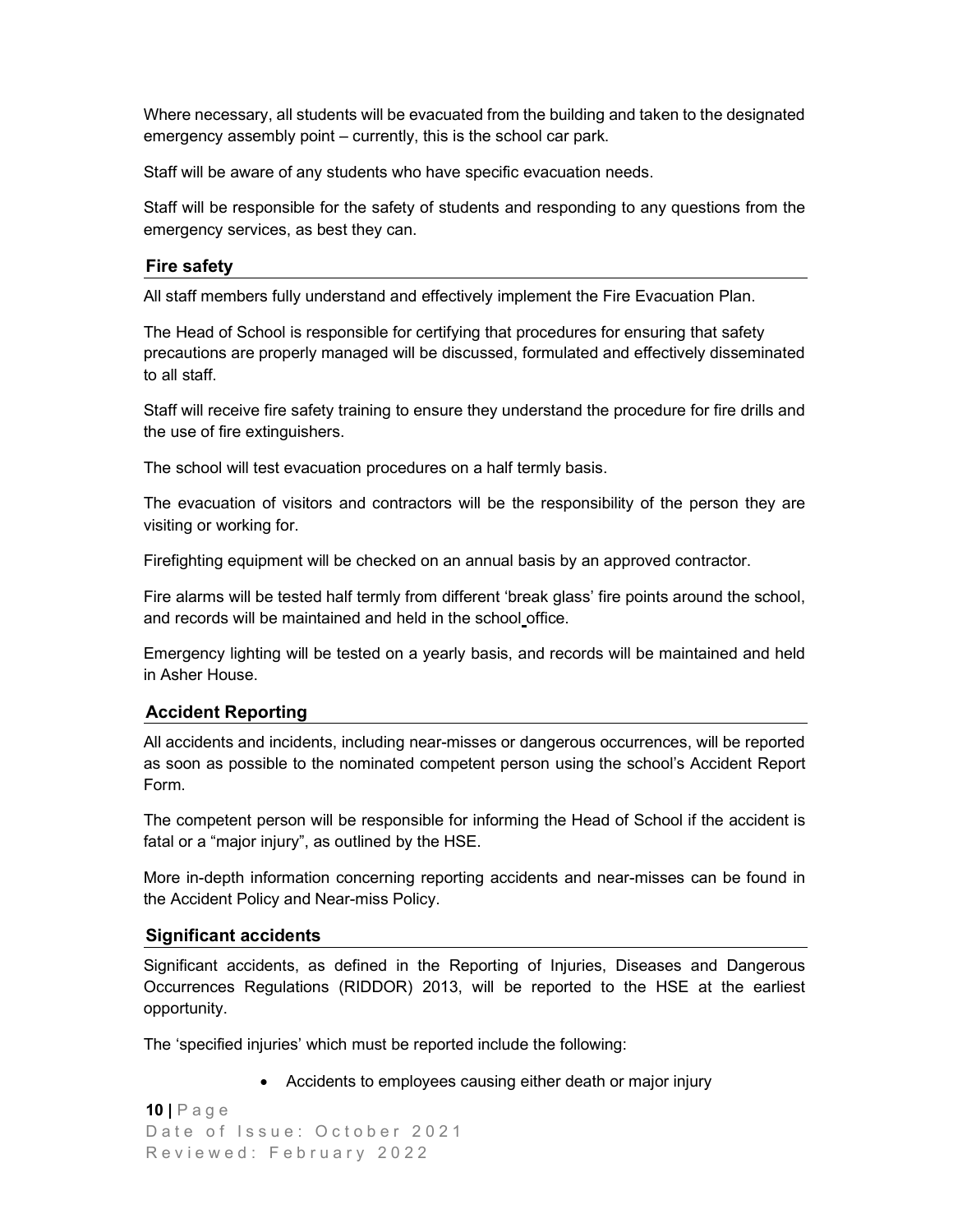Where necessary, all students will be evacuated from the building and taken to the designated emergency assembly point – currently, this is the school car park.

Staff will be aware of any students who have specific evacuation needs.

Staff will be responsible for the safety of students and responding to any questions from the emergency services, as best they can.

## Fire safety

All staff members fully understand and effectively implement the Fire Evacuation Plan.

The Head of School is responsible for certifying that procedures for ensuring that safety precautions are properly managed will be discussed, formulated and effectively disseminated to all staff.

Staff will receive fire safety training to ensure they understand the procedure for fire drills and the use of fire extinguishers.

The school will test evacuation procedures on a half termly basis.

The evacuation of visitors and contractors will be the responsibility of the person they are visiting or working for.

Firefighting equipment will be checked on an annual basis by an approved contractor.

Fire alarms will be tested half termly from different 'break glass' fire points around the school, and records will be maintained and held in the school office.

Emergency lighting will be tested on a yearly basis, and records will be maintained and held in Asher House.

## Accident Reporting

All accidents and incidents, including near-misses or dangerous occurrences, will be reported as soon as possible to the nominated competent person using the school's Accident Report Form.

The competent person will be responsible for informing the Head of School if the accident is fatal or a "major injury", as outlined by the HSE.

More in-depth information concerning reporting accidents and near-misses can be found in the Accident Policy and Near-miss Policy.

## Significant accidents

Significant accidents, as defined in the Reporting of Injuries, Diseases and Dangerous Occurrences Regulations (RIDDOR) 2013, will be reported to the HSE at the earliest opportunity.

The 'specified injuries' which must be reported include the following:

- Accidents to employees causing either death or major injury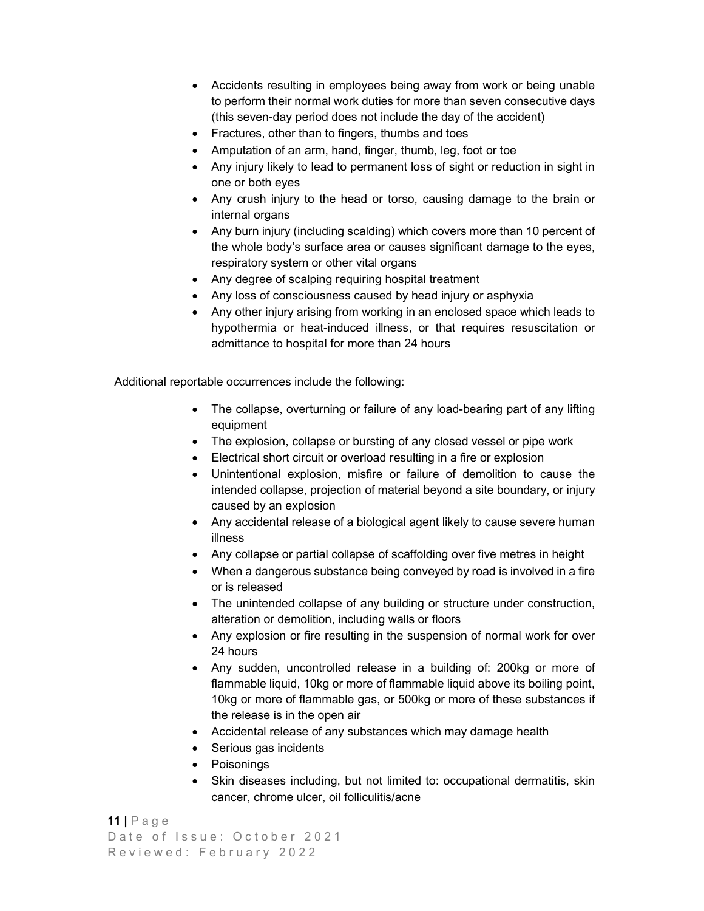- Accidents resulting in employees being away from work or being unable to perform their normal work duties for more than seven consecutive days (this seven-day period does not include the day of the accident)
- Fractures, other than to fingers, thumbs and toes
- Amputation of an arm, hand, finger, thumb, leg, foot or toe
- Any injury likely to lead to permanent loss of sight or reduction in sight in one or both eyes
- Any crush injury to the head or torso, causing damage to the brain or internal organs
- Any burn injury (including scalding) which covers more than 10 percent of the whole body's surface area or causes significant damage to the eyes, respiratory system or other vital organs
- Any degree of scalping requiring hospital treatment
- Any loss of consciousness caused by head injury or asphyxia
- Any other injury arising from working in an enclosed space which leads to hypothermia or heat-induced illness, or that requires resuscitation or admittance to hospital for more than 24 hours

Additional reportable occurrences include the following:

- The collapse, overturning or failure of any load-bearing part of any lifting equipment
- The explosion, collapse or bursting of any closed vessel or pipe work
- Electrical short circuit or overload resulting in a fire or explosion
- Unintentional explosion, misfire or failure of demolition to cause the intended collapse, projection of material beyond a site boundary, or injury caused by an explosion
- Any accidental release of a biological agent likely to cause severe human illness
- Any collapse or partial collapse of scaffolding over five metres in height
- When a dangerous substance being conveyed by road is involved in a fire or is released
- The unintended collapse of any building or structure under construction, alteration or demolition, including walls or floors
- Any explosion or fire resulting in the suspension of normal work for over 24 hours
- Any sudden, uncontrolled release in a building of: 200kg or more of flammable liquid, 10kg or more of flammable liquid above its boiling point, 10kg or more of flammable gas, or 500kg or more of these substances if the release is in the open air
- Accidental release of any substances which may damage health
- Serious gas incidents
- Poisonings
- Skin diseases including, but not limited to: occupational dermatitis, skin cancer, chrome ulcer, oil folliculitis/acne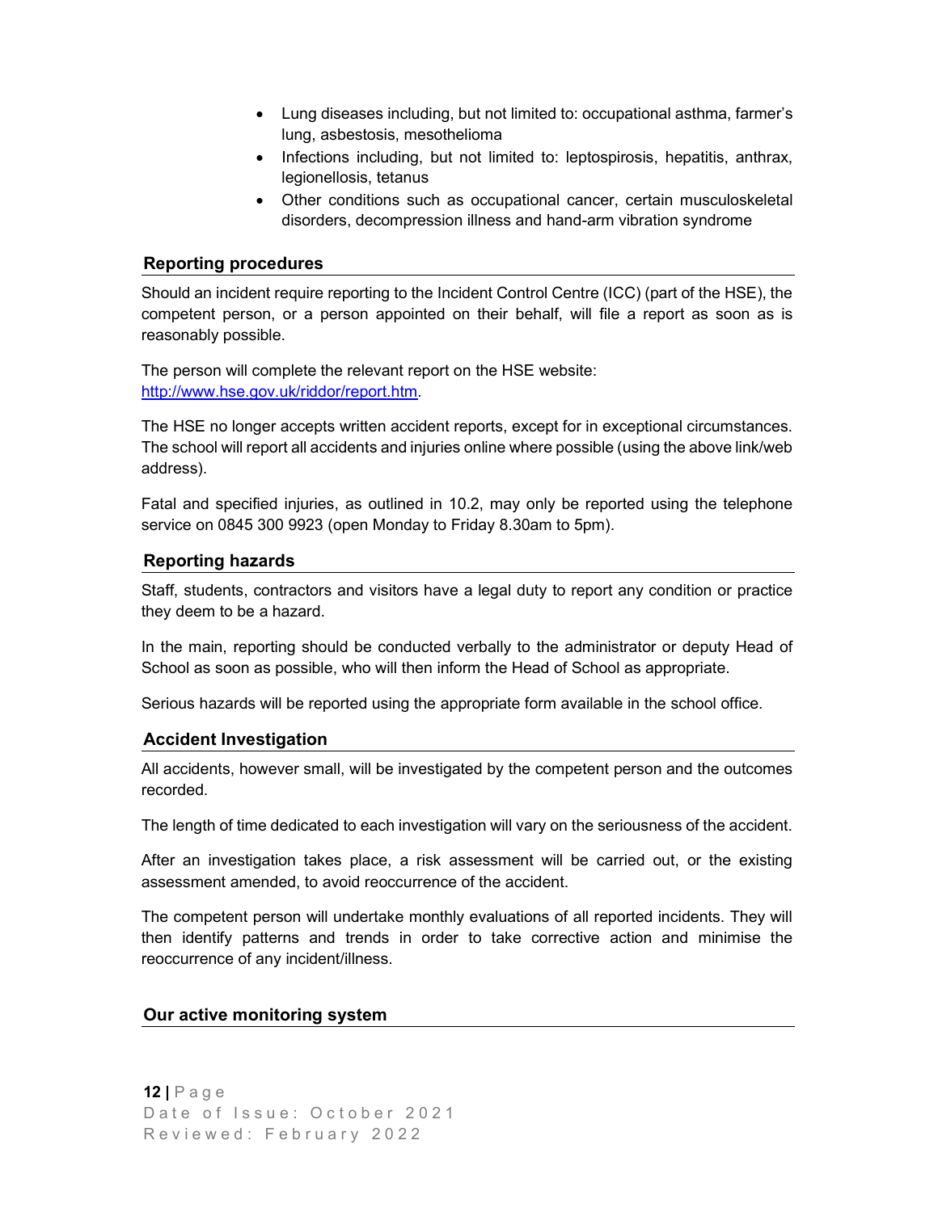- Lung diseases including, but not limited to: occupational asthma, farmer's lung, asbestosis, mesothelioma
- Infections including, but not limited to: leptospirosis, hepatitis, anthrax, legionellosis, tetanus
- Other conditions such as occupational cancer, certain musculoskeletal disorders, decompression illness and hand-arm vibration syndrome

## Reporting procedures

Should an incident require reporting to the Incident Control Centre (ICC) (part of the HSE), the competent person, or a person appointed on their behalf, will file a report as soon as is reasonably possible.

The person will complete the relevant report on the HSE website: [http://www.hse.gov.uk/riddor/report.htm](http://www.hse.gov.uk/riddor/report.htm).

The HSE no longer accepts written accident reports, except for in exceptional circumstances. The school will report all accidents and injuries online where possible (using the above link/web address).

Fatal and specified injuries, as outlined in 10.2, may only be reported using the telephone service on 0845 300 9923 (open Monday to Friday 8.30am to 5pm).

## Reporting hazards

Staff, students, contractors and visitors have a legal duty to report any condition or practice they deem to be a hazard.

In the main, reporting should be conducted verbally to the administrator or deputy Head of School as soon as possible, who will then inform the Head of School as appropriate.

Serious hazards will be reported using the appropriate form available in the school office.

## Accident Investigation

All accidents, however small, will be investigated by the competent person and the outcomes recorded.

The length of time dedicated to each investigation will vary on the seriousness of the accident.

After an investigation takes place, a risk assessment will be carried out, or the existing assessment amended, to avoid reoccurrence of the accident.

The competent person will undertake monthly evaluations of all reported incidents. They will then identify patterns and trends in order to take corrective action and minimise the reoccurrence of any incident/illness.

## Our active monitoring system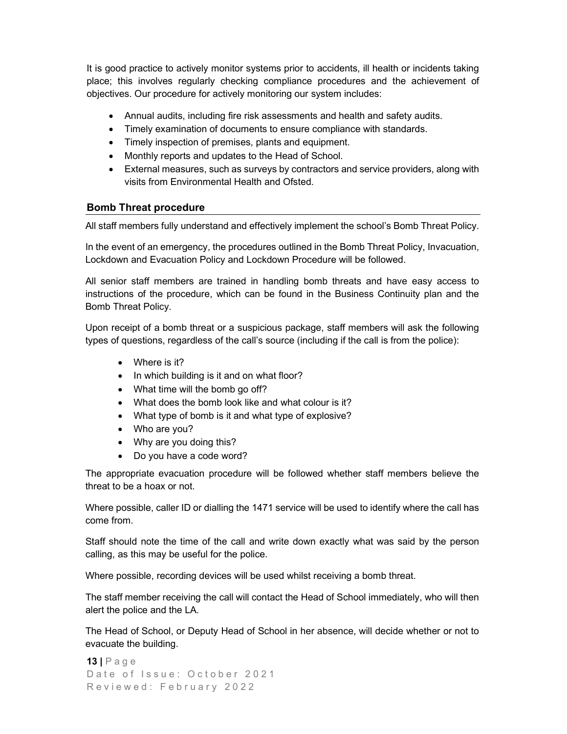It is good practice to actively monitor systems prior to accidents, ill health or incidents taking place; this involves regularly checking compliance procedures and the achievement of objectives. Our procedure for actively monitoring our system includes:

- Annual audits, including fire risk assessments and health and safety audits.
- Timely examination of documents to ensure compliance with standards.
- Timely inspection of premises, plants and equipment.
- Monthly reports and updates to the Head of School.
- External measures, such as surveys by contractors and service providers, along with visits from Environmental Health and Ofsted.

## Bomb Threat procedure

All staff members fully understand and effectively implement the school's Bomb Threat Policy.

In the event of an emergency, the procedures outlined in the Bomb Threat Policy, Invacuation, Lockdown and Evacuation Policy and Lockdown Procedure will be followed.

All senior staff members are trained in handling bomb threats and have easy access to instructions of the procedure, which can be found in the Business Continuity plan and the Bomb Threat Policy.

Upon receipt of a bomb threat or a suspicious package, staff members will ask the following types of questions, regardless of the call's source (including if the call is from the police):

- Where is it?
- In which building is it and on what floor?
- What time will the bomb go off?
- What does the bomb look like and what colour is it?
- What type of bomb is it and what type of explosive?
- Who are you?
- Why are you doing this?
- Do you have a code word?

The appropriate evacuation procedure will be followed whether staff members believe the threat to be a hoax or not.

Where possible, caller ID or dialling the 1471 service will be used to identify where the call has come from.

Staff should note the time of the call and write down exactly what was said by the person calling, as this may be useful for the police.

Where possible, recording devices will be used whilst receiving a bomb threat.

The staff member receiving the call will contact the Head of School immediately, who will then alert the police and the LA.

The Head of School, or Deputy Head of School in her absence, will decide whether or not to evacuate the building.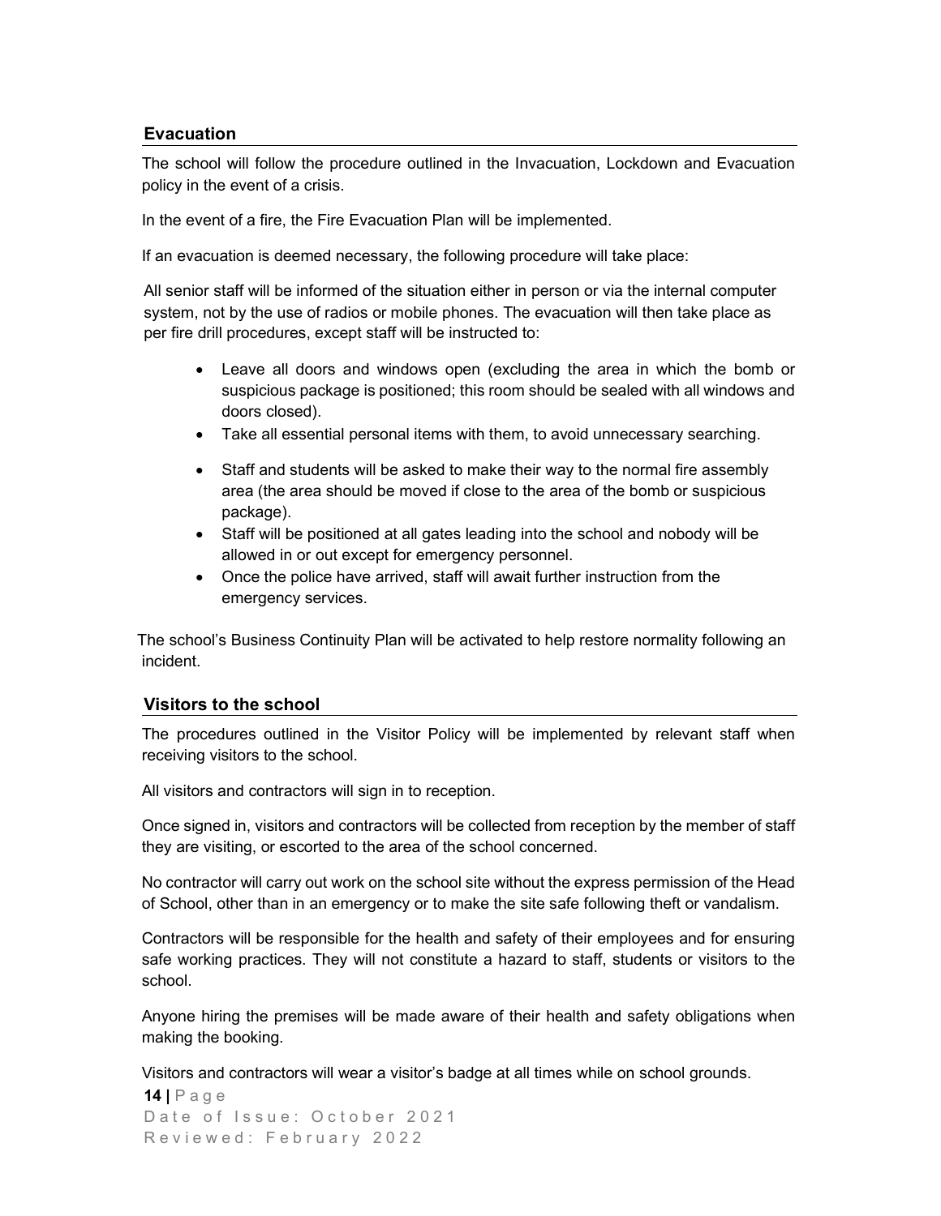## Evacuation

The school will follow the procedure outlined in the Invacuation, Lockdown and Evacuation policy in the event of a crisis.

In the event of a fire, the Fire Evacuation Plan will be implemented.

If an evacuation is deemed necessary, the following procedure will take place:

All senior staff will be informed of the situation either in person or via the internal computer system, not by the use of radios or mobile phones. The evacuation will then take place as per fire drill procedures, except staff will be instructed to:

- Leave all doors and windows open (excluding the area in which the bomb or suspicious package is positioned; this room should be sealed with all windows and doors closed).
- Take all essential personal items with them, to avoid unnecessary searching.
- Staff and students will be asked to make their way to the normal fire assembly area (the area should be moved if close to the area of the bomb or suspicious package).
- Staff will be positioned at all gates leading into the school and nobody will be allowed in or out except for emergency personnel.
- Once the police have arrived, staff will await further instruction from the emergency services.

The school's Business Continuity Plan will be activated to help restore normality following an incident.

## Visitors to the school

The procedures outlined in the Visitor Policy will be implemented by relevant staff when receiving visitors to the school.

All visitors and contractors will sign in to reception.

Once signed in, visitors and contractors will be collected from reception by the member of staff they are visiting, or escorted to the area of the school concerned.

No contractor will carry out work on the school site without the express permission of the Head of School, other than in an emergency or to make the site safe following theft or vandalism.

Contractors will be responsible for the health and safety of their employees and for ensuring safe working practices. They will not constitute a hazard to staff, students or visitors to the school.

Anyone hiring the premises will be made aware of their health and safety obligations when making the booking.

Visitors and contractors will wear a visitor's badge at all times while on school grounds.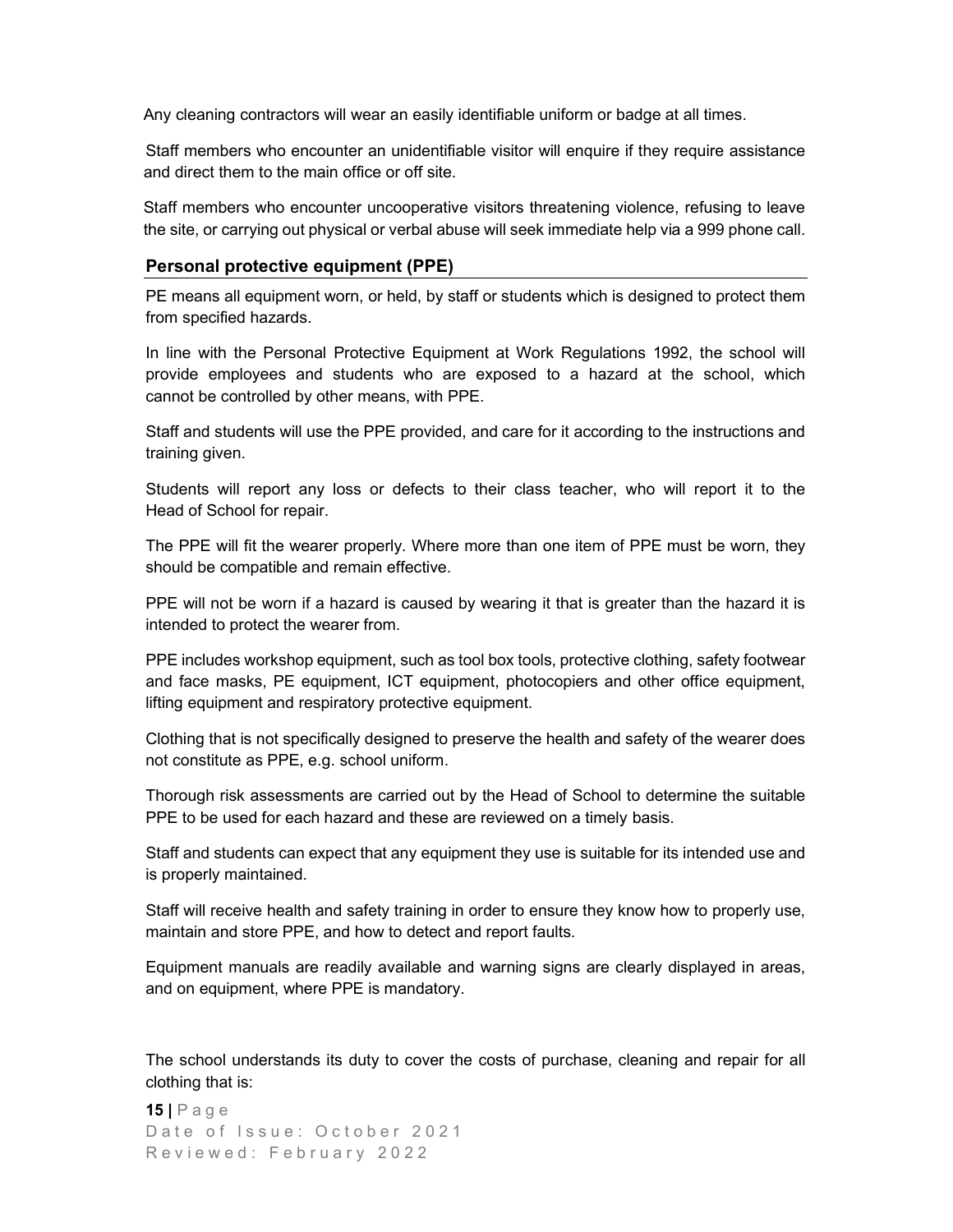Any cleaning contractors will wear an easily identifiable uniform or badge at all times.

Staff members who encounter an unidentifiable visitor will enquire if they require assistance and direct them to the main office or off site.

Staff members who encounter uncooperative visitors threatening violence, refusing to leave the site, or carrying out physical or verbal abuse will seek immediate help via a 999 phone call.

## Personal protective equipment (PPE)

PE means all equipment worn, or held, by staff or students which is designed to protect them from specified hazards.

In line with the Personal Protective Equipment at Work Regulations 1992, the school will provide employees and students who are exposed to a hazard at the school, which cannot be controlled by other means, with PPE.

Staff and students will use the PPE provided, and care for it according to the instructions and training given.

Students will report any loss or defects to their class teacher, who will report it to the Head of School for repair.

The PPE will fit the wearer properly. Where more than one item of PPE must be worn, they should be compatible and remain effective.

PPE will not be worn if a hazard is caused by wearing it that is greater than the hazard it is intended to protect the wearer from.

PPE includes workshop equipment, such as tool box tools, protective clothing, safety footwear and face masks, PE equipment, ICT equipment, photocopiers and other office equipment, lifting equipment and respiratory protective equipment.

Clothing that is not specifically designed to preserve the health and safety of the wearer does not constitute as PPE, e.g. school uniform.

Thorough risk assessments are carried out by the Head of School to determine the suitable PPE to be used for each hazard and these are reviewed on a timely basis.

Staff and students can expect that any equipment they use is suitable for its intended use and is properly maintained.

Staff will receive health and safety training in order to ensure they know how to properly use, maintain and store PPE, and how to detect and report faults.

Equipment manuals are readily available and warning signs are clearly displayed in areas, and on equipment, where PPE is mandatory.

The school understands its duty to cover the costs of purchase, cleaning and repair for all clothing that is: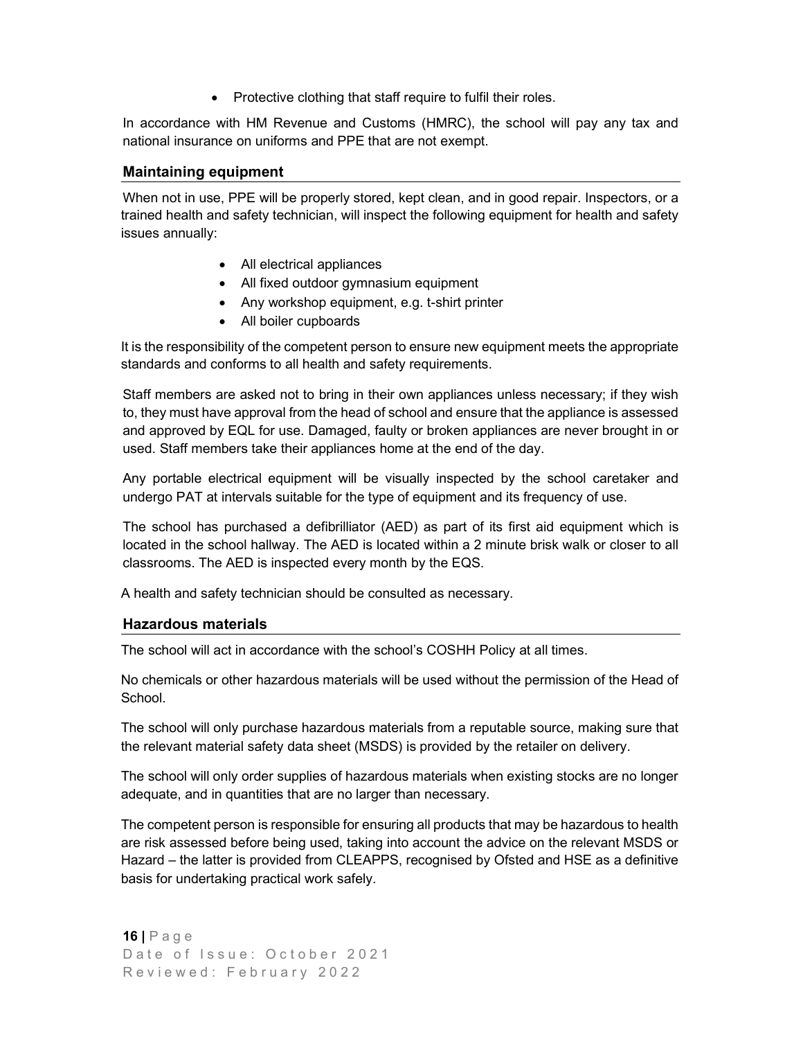- Protective clothing that staff require to fulfil their roles.

In accordance with HM Revenue and Customs (HMRC), the school will pay any tax and national insurance on uniforms and PPE that are not exempt.

### Maintaining equipment

When not in use, PPE will be properly stored, kept clean, and in good repair. Inspectors, or a trained health and safety technician, will inspect the following equipment for health and safety issues annually:

- All electrical appliances
- All fixed outdoor gymnasium equipment
- Any workshop equipment, e.g. t-shirt printer
- All boiler cupboards

It is the responsibility of the competent person to ensure new equipment meets the appropriate standards and conforms to all health and safety requirements.

Staff members are asked not to bring in their own appliances unless necessary; if they wish to, they must have approval from the head of school and ensure that the appliance is assessed and approved by EQL for use. Damaged, faulty or broken appliances are never brought in or used. Staff members take their appliances home at the end of the day.

Any portable electrical equipment will be visually inspected by the school caretaker and undergo PAT at intervals suitable for the type of equipment and its frequency of use.

The school has purchased a defibrilliator (AED) as part of its first aid equipment which is located in the school hallway. The AED is located within a 2 minute brisk walk or closer to all classrooms. The AED is inspected every month by the EQS.

A health and safety technician should be consulted as necessary.

### Hazardous materials

The school will act in accordance with the school's COSHH Policy at all times.

No chemicals or other hazardous materials will be used without the permission of the Head of School.

The school will only purchase hazardous materials from a reputable source, making sure that the relevant material safety data sheet (MSDS) is provided by the retailer on delivery.

The school will only order supplies of hazardous materials when existing stocks are no longer adequate, and in quantities that are no larger than necessary.

The competent person is responsible for ensuring all products that may be hazardous to health are risk assessed before being used, taking into account the advice on the relevant MSDS or Hazard – the latter is provided from CLEAPPS, recognised by Ofsted and HSE as a definitive basis for undertaking practical work safely.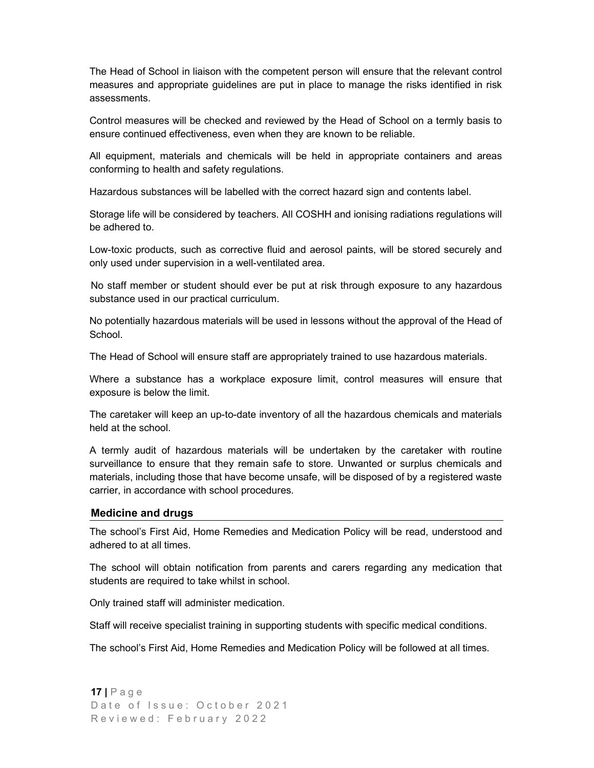The Head of School in liaison with the competent person will ensure that the relevant control measures and appropriate guidelines are put in place to manage the risks identified in risk assessments.

Control measures will be checked and reviewed by the Head of School on a termly basis to ensure continued effectiveness, even when they are known to be reliable.

All equipment, materials and chemicals will be held in appropriate containers and areas conforming to health and safety regulations.

Hazardous substances will be labelled with the correct hazard sign and contents label.

Storage life will be considered by teachers. All COSHH and ionising radiations regulations will be adhered to.

Low-toxic products, such as corrective fluid and aerosol paints, will be stored securely and only used under supervision in a well-ventilated area.

No staff member or student should ever be put at risk through exposure to any hazardous substance used in our practical curriculum.

No potentially hazardous materials will be used in lessons without the approval of the Head of School.

The Head of School will ensure staff are appropriately trained to use hazardous materials.

Where a substance has a workplace exposure limit, control measures will ensure that exposure is below the limit.

The caretaker will keep an up-to-date inventory of all the hazardous chemicals and materials held at the school.

A termly audit of hazardous materials will be undertaken by the caretaker with routine surveillance to ensure that they remain safe to store. Unwanted or surplus chemicals and materials, including those that have become unsafe, will be disposed of by a registered waste carrier, in accordance with school procedures.

## Medicine and drugs

The school's First Aid, Home Remedies and Medication Policy will be read, understood and adhered to at all times.

The school will obtain notification from parents and carers regarding any medication that students are required to take whilst in school.

Only trained staff will administer medication.

Staff will receive specialist training in supporting students with specific medical conditions.

The school's First Aid, Home Remedies and Medication Policy will be followed at all times.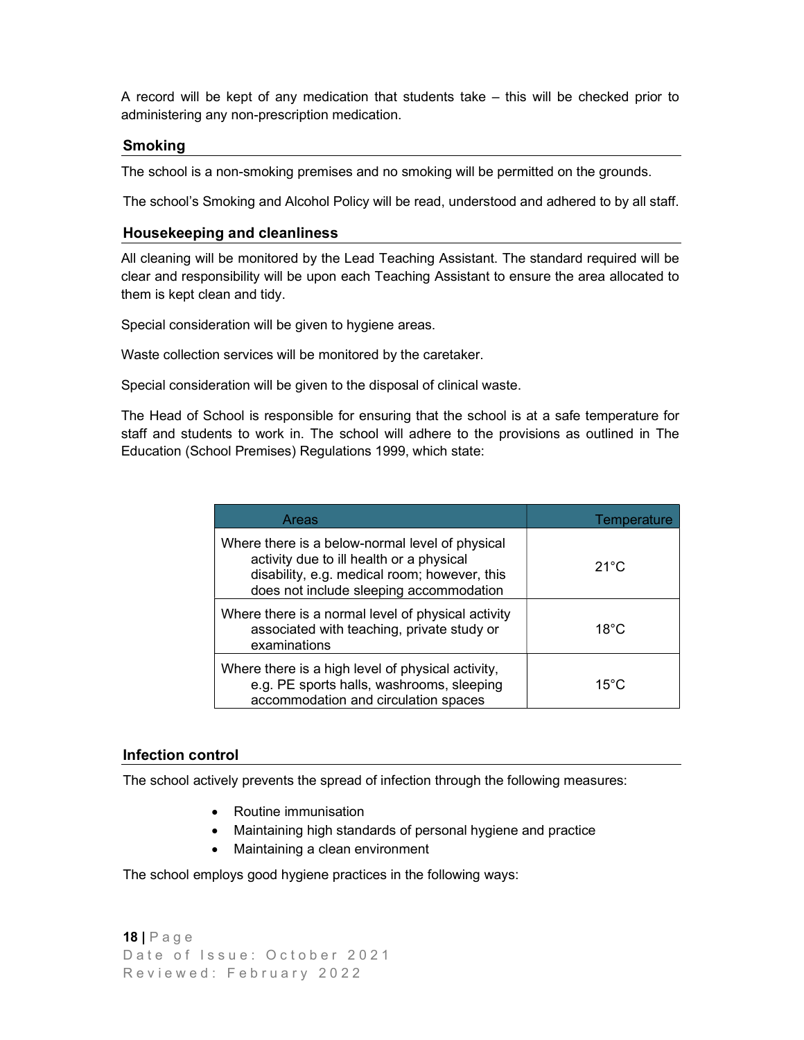A record will be kept of any medication that students take – this will be checked prior to administering any non-prescription medication.

### Smoking

The school is a non-smoking premises and no smoking will be permitted on the grounds.

The school's Smoking and Alcohol Policy will be read, understood and adhered to by all staff.

### Housekeeping and cleanliness

All cleaning will be monitored by the Lead Teaching Assistant. The standard required will be clear and responsibility will be upon each Teaching Assistant to ensure the area allocated to them is kept clean and tidy.

Special consideration will be given to hygiene areas.

Waste collection services will be monitored by the caretaker.

Special consideration will be given to the disposal of clinical waste.

The Head of School is responsible for ensuring that the school is at a safe temperature for staff and students to work in. The school will adhere to the provisions as outlined in The Education (School Premises) Regulations 1999, which state:

| Areas | Temperature |
| --- | --- |
| Where there is a below-normal level of physical activity due to ill health or a physical disability, e.g. medical room; however, this does not include sleeping accommodation | 21°C |
| Where there is a normal level of physical activity associated with teaching, private study or examinations | 18°C |
| Where there is a high level of physical activity, e.g. PE sports halls, washrooms, sleeping accommodation and circulation spaces | 15°C |

### Infection control

The school actively prevents the spread of infection through the following measures:

- Routine immunisation
- Maintaining high standards of personal hygiene and practice
- Maintaining a clean environment

The school employs good hygiene practices in the following ways: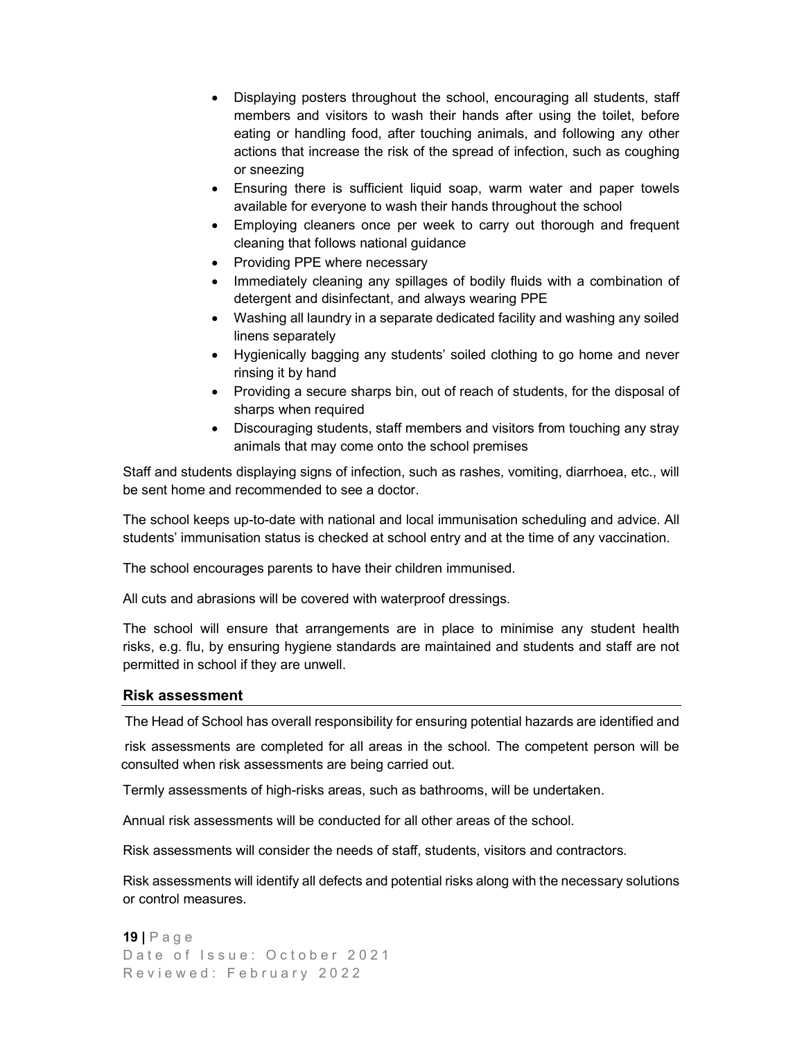- Displaying posters throughout the school, encouraging all students, staff members and visitors to wash their hands after using the toilet, before eating or handling food, after touching animals, and following any other actions that increase the risk of the spread of infection, such as coughing or sneezing
- Ensuring there is sufficient liquid soap, warm water and paper towels available for everyone to wash their hands throughout the school
- Employing cleaners once per week to carry out thorough and frequent cleaning that follows national guidance
- Providing PPE where necessary
- Immediately cleaning any spillages of bodily fluids with a combination of detergent and disinfectant, and always wearing PPE
- Washing all laundry in a separate dedicated facility and washing any soiled linens separately
- Hygienically bagging any students' soiled clothing to go home and never rinsing it by hand
- Providing a secure sharps bin, out of reach of students, for the disposal of sharps when required
- Discouraging students, staff members and visitors from touching any stray animals that may come onto the school premises

Staff and students displaying signs of infection, such as rashes, vomiting, diarrhoea, etc., will be sent home and recommended to see a doctor.

The school keeps up-to-date with national and local immunisation scheduling and advice. All students' immunisation status is checked at school entry and at the time of any vaccination.

The school encourages parents to have their children immunised.

All cuts and abrasions will be covered with waterproof dressings.

The school will ensure that arrangements are in place to minimise any student health risks, e.g. flu, by ensuring hygiene standards are maintained and students and staff are not permitted in school if they are unwell.

## Risk assessment

The Head of School has overall responsibility for ensuring potential hazards are identified and risk assessments are completed for all areas in the school. The competent person will be consulted when risk assessments are being carried out.

Termly assessments of high-risks areas, such as bathrooms, will be undertaken.

Annual risk assessments will be conducted for all other areas of the school.

Risk assessments will consider the needs of staff, students, visitors and contractors.

Risk assessments will identify all defects and potential risks along with the necessary solutions or control measures.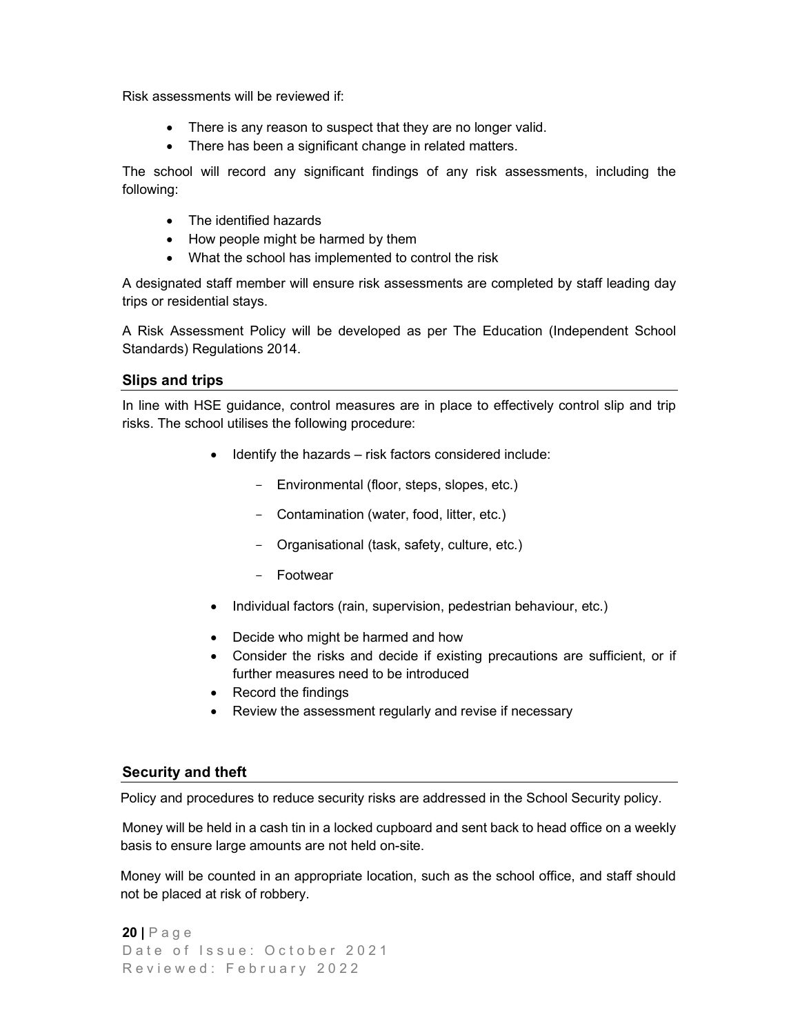Risk assessments will be reviewed if:

- There is any reason to suspect that they are no longer valid.
- There has been a significant change in related matters.

The school will record any significant findings of any risk assessments, including the following:

- The identified hazards
- How people might be harmed by them
- What the school has implemented to control the risk

A designated staff member will ensure risk assessments are completed by staff leading day trips or residential stays.

A Risk Assessment Policy will be developed as per The Education (Independent School Standards) Regulations 2014.

### Slips and trips

In line with HSE guidance, control measures are in place to effectively control slip and trip risks. The school utilises the following procedure:

- Identify the hazards – risk factors considered include:
  - Environmental (floor, steps, slopes, etc.)
  - Contamination (water, food, litter, etc.)
  - Organisational (task, safety, culture, etc.)
  - Footwear
- Individual factors (rain, supervision, pedestrian behaviour, etc.)
- Decide who might be harmed and how
- Consider the risks and decide if existing precautions are sufficient, or if further measures need to be introduced
- Record the findings
- Review the assessment regularly and revise if necessary

### Security and theft

Policy and procedures to reduce security risks are addressed in the School Security policy.

Money will be held in a cash tin in a locked cupboard and sent back to head office on a weekly basis to ensure large amounts are not held on-site.

Money will be counted in an appropriate location, such as the school office, and staff should not be placed at risk of robbery.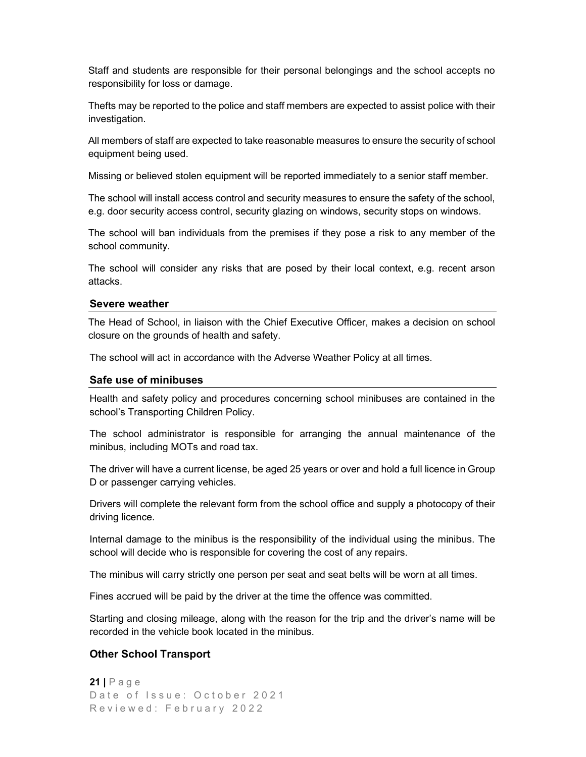Staff and students are responsible for their personal belongings and the school accepts no responsibility for loss or damage.

Thefts may be reported to the police and staff members are expected to assist police with their investigation.

All members of staff are expected to take reasonable measures to ensure the security of school equipment being used.

Missing or believed stolen equipment will be reported immediately to a senior staff member.

The school will install access control and security measures to ensure the safety of the school, e.g. door security access control, security glazing on windows, security stops on windows.

The school will ban individuals from the premises if they pose a risk to any member of the school community.

The school will consider any risks that are posed by their local context, e.g. recent arson attacks.

### Severe weather

The Head of School, in liaison with the Chief Executive Officer, makes a decision on school closure on the grounds of health and safety.

The school will act in accordance with the Adverse Weather Policy at all times.

### Safe use of minibuses

Health and safety policy and procedures concerning school minibuses are contained in the school's Transporting Children Policy.

The school administrator is responsible for arranging the annual maintenance of the minibus, including MOTs and road tax.

The driver will have a current license, be aged 25 years or over and hold a full licence in Group D or passenger carrying vehicles.

Drivers will complete the relevant form from the school office and supply a photocopy of their driving licence.

Internal damage to the minibus is the responsibility of the individual using the minibus. The school will decide who is responsible for covering the cost of any repairs.

The minibus will carry strictly one person per seat and seat belts will be worn at all times.

Fines accrued will be paid by the driver at the time the offence was committed.

Starting and closing mileage, along with the reason for the trip and the driver's name will be recorded in the vehicle book located in the minibus.

### Other School Transport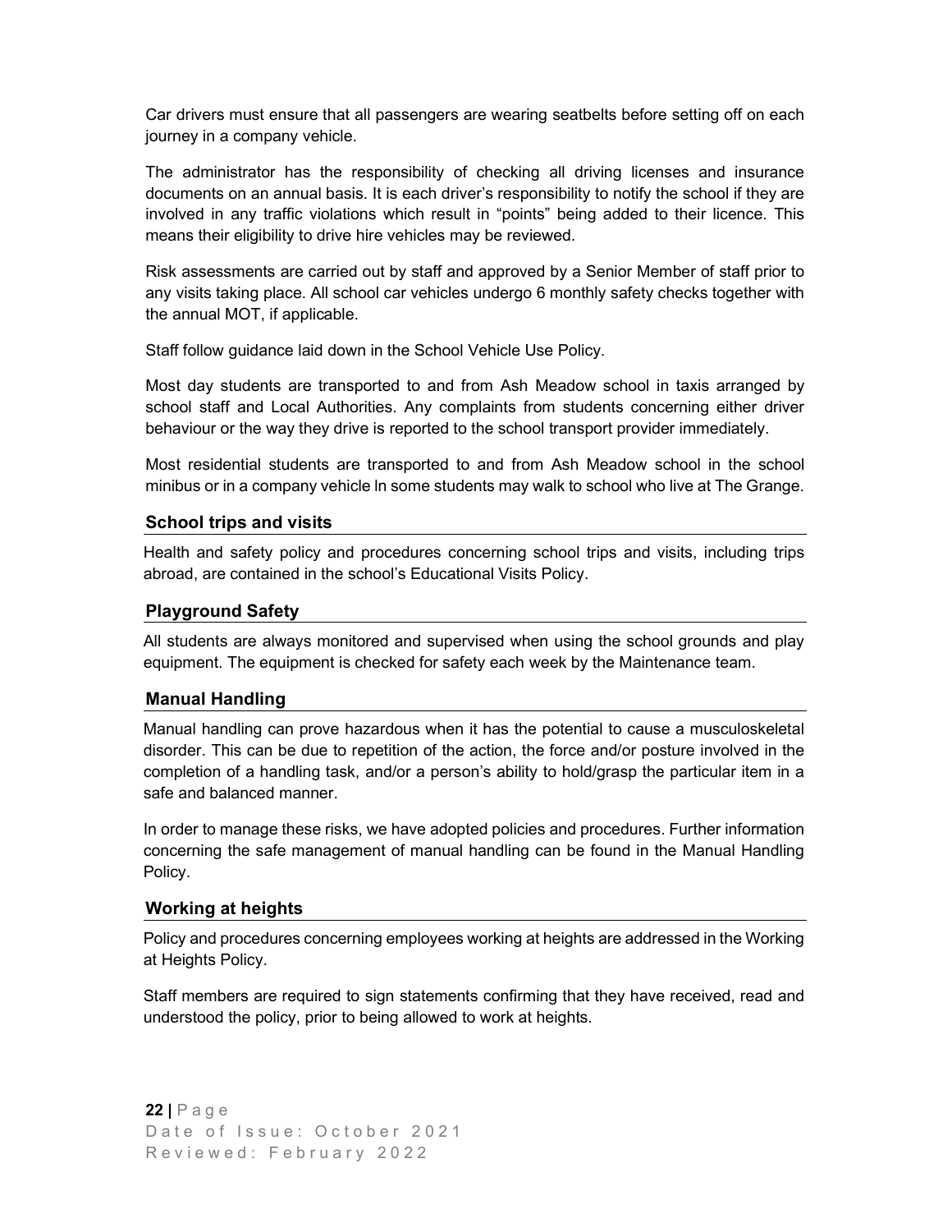Car drivers must ensure that all passengers are wearing seatbelts before setting off on each journey in a company vehicle.

The administrator has the responsibility of checking all driving licenses and insurance documents on an annual basis. It is each driver's responsibility to notify the school if they are involved in any traffic violations which result in "points" being added to their licence. This means their eligibility to drive hire vehicles may be reviewed.

Risk assessments are carried out by staff and approved by a Senior Member of staff prior to any visits taking place. All school car vehicles undergo 6 monthly safety checks together with the annual MOT, if applicable.

Staff follow guidance laid down in the School Vehicle Use Policy.

Most day students are transported to and from Ash Meadow school in taxis arranged by school staff and Local Authorities. Any complaints from students concerning either driver behaviour or the way they drive is reported to the school transport provider immediately.

Most residential students are transported to and from Ash Meadow school in the school minibus or in a company vehicle ln some students may walk to school who live at The Grange.

## School trips and visits

Health and safety policy and procedures concerning school trips and visits, including trips abroad, are contained in the school's Educational Visits Policy.

## Playground Safety

All students are always monitored and supervised when using the school grounds and play equipment. The equipment is checked for safety each week by the Maintenance team.

## Manual Handling

Manual handling can prove hazardous when it has the potential to cause a musculoskeletal disorder. This can be due to repetition of the action, the force and/or posture involved in the completion of a handling task, and/or a person's ability to hold/grasp the particular item in a safe and balanced manner.

In order to manage these risks, we have adopted policies and procedures. Further information concerning the safe management of manual handling can be found in the Manual Handling Policy.

## Working at heights

Policy and procedures concerning employees working at heights are addressed in the Working at Heights Policy.

Staff members are required to sign statements confirming that they have received, read and understood the policy, prior to being allowed to work at heights.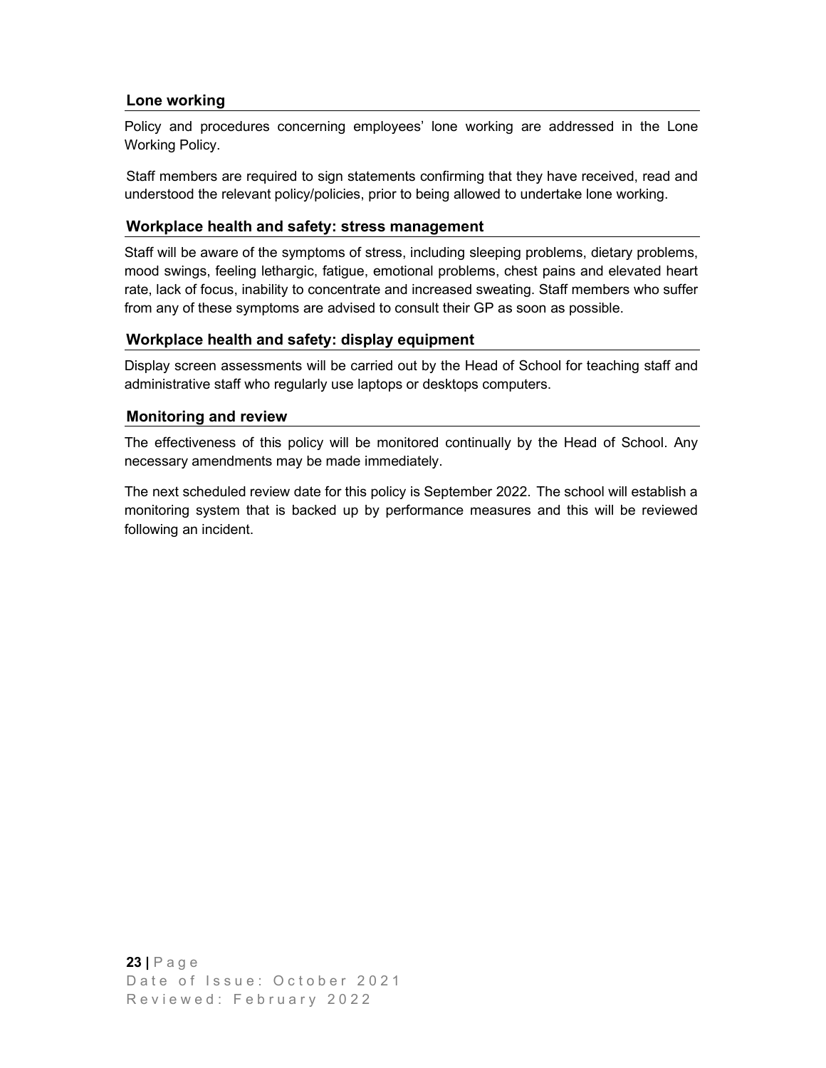## Lone working

Policy and procedures concerning employees' lone working are addressed in the Lone Working Policy.

Staff members are required to sign statements confirming that they have received, read and understood the relevant policy/policies, prior to being allowed to undertake lone working.

## Workplace health and safety: stress management

Staff will be aware of the symptoms of stress, including sleeping problems, dietary problems, mood swings, feeling lethargic, fatigue, emotional problems, chest pains and elevated heart rate, lack of focus, inability to concentrate and increased sweating. Staff members who suffer from any of these symptoms are advised to consult their GP as soon as possible.

## Workplace health and safety: display equipment

Display screen assessments will be carried out by the Head of School for teaching staff and administrative staff who regularly use laptops or desktops computers.

## Monitoring and review

The effectiveness of this policy will be monitored continually by the Head of School. Any necessary amendments may be made immediately.

The next scheduled review date for this policy is September 2022. The school will establish a monitoring system that is backed up by performance measures and this will be reviewed following an incident.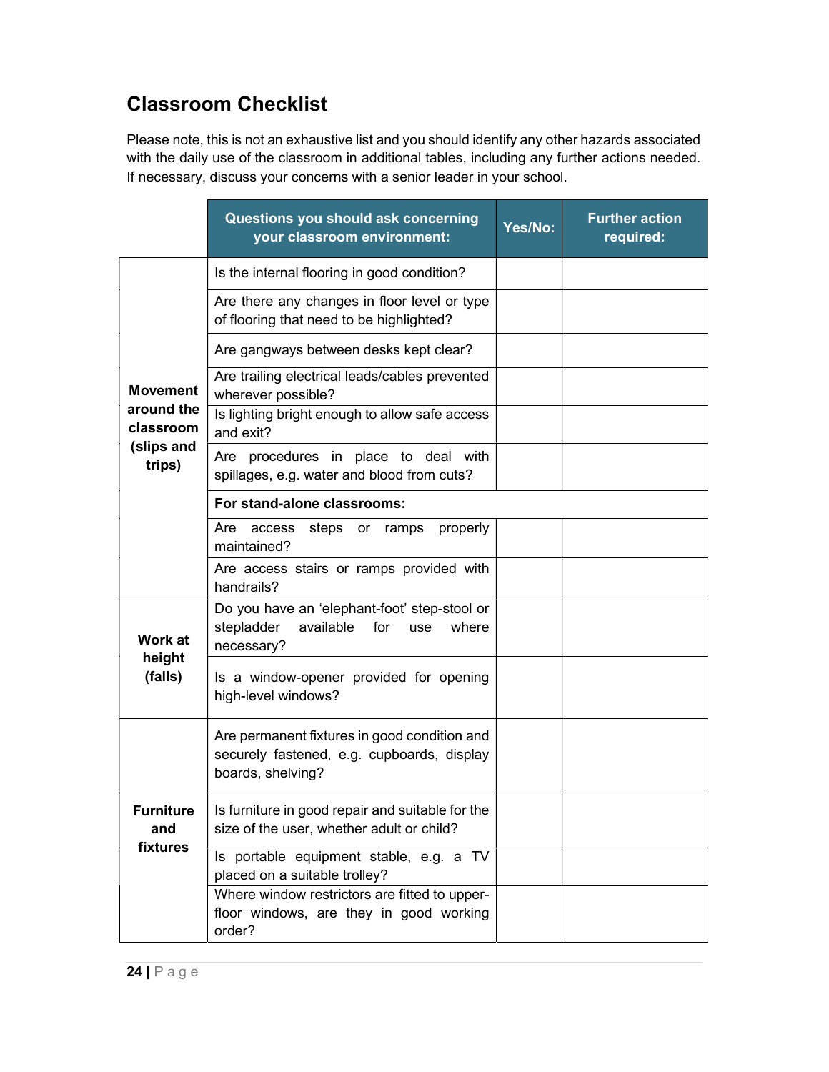## Classroom Checklist

Please note, this is not an exhaustive list and you should identify any other hazards associated with the daily use of the classroom in additional tables, including any further actions needed. If necessary, discuss your concerns with a senior leader in your school.

| | Questions you should ask concerning your classroom environment: | Yes/No: | Further action required: |
|---|---|---|---|
| **Movement around the classroom (slips and trips)** | Is the internal flooring in good condition? | | |
| | Are there any changes in floor level or type of flooring that need to be highlighted? | | |
| | Are gangways between desks kept clear? | | |
| | Are trailing electrical leads/cables prevented wherever possible? | | |
| | Is lighting bright enough to allow safe access and exit? | | |
| | Are procedures in place to deal with spillages, e.g. water and blood from cuts? | | |
| | **For stand-alone classrooms:** | | |
| | Are access steps or ramps properly maintained? | | |
| | Are access stairs or ramps provided with handrails? | | |
| **Work at height (falls)** | Do you have an 'elephant-foot' step-stool or stepladder available for use where necessary? | | |
| | Is a window-opener provided for opening high-level windows? | | |
| **Furniture and fixtures** | Are permanent fixtures in good condition and securely fastened, e.g. cupboards, display boards, shelving? | | |
| | Is furniture in good repair and suitable for the size of the user, whether adult or child? | | |
| | Is portable equipment stable, e.g. a TV placed on a suitable trolley? | | |
| | Where window restrictors are fitted to upper-floor windows, are they in good working order? | | |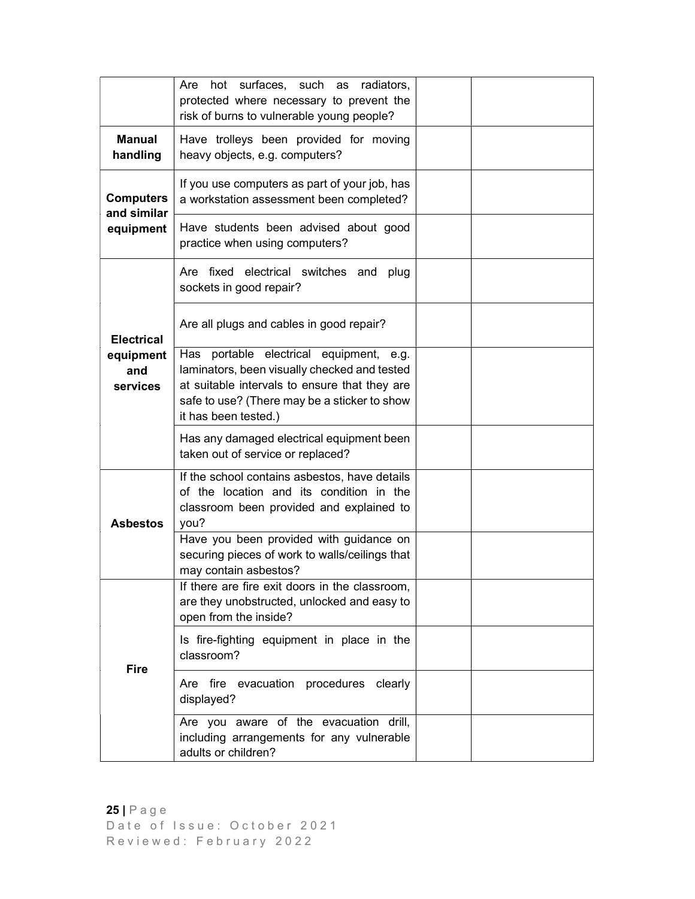| | | | |
|---|---|---|---|
| | Are hot surfaces, such as radiators, protected where necessary to prevent the risk of burns to vulnerable young people? | | |
| **Manual handling** | Have trolleys been provided for moving heavy objects, e.g. computers? | | |
| **Computers and similar equipment** | If you use computers as part of your job, has a workstation assessment been completed? | | |
| | Have students been advised about good practice when using computers? | | |
| **Electrical equipment and services** | Are fixed electrical switches and plug sockets in good repair? | | |
| | Are all plugs and cables in good repair? | | |
| | Has portable electrical equipment, e.g. laminators, been visually checked and tested at suitable intervals to ensure that they are safe to use? (There may be a sticker to show it has been tested.) | | |
| | Has any damaged electrical equipment been taken out of service or replaced? | | |
| **Asbestos** | If the school contains asbestos, have details of the location and its condition in the classroom been provided and explained to you? | | |
| | Have you been provided with guidance on securing pieces of work to walls/ceilings that may contain asbestos? | | |
| **Fire** | If there are fire exit doors in the classroom, are they unobstructed, unlocked and easy to open from the inside? | | |
| | Is fire-fighting equipment in place in the classroom? | | |
| | Are fire evacuation procedures clearly displayed? | | |
| | Are you aware of the evacuation drill, including arrangements for any vulnerable adults or children? | | |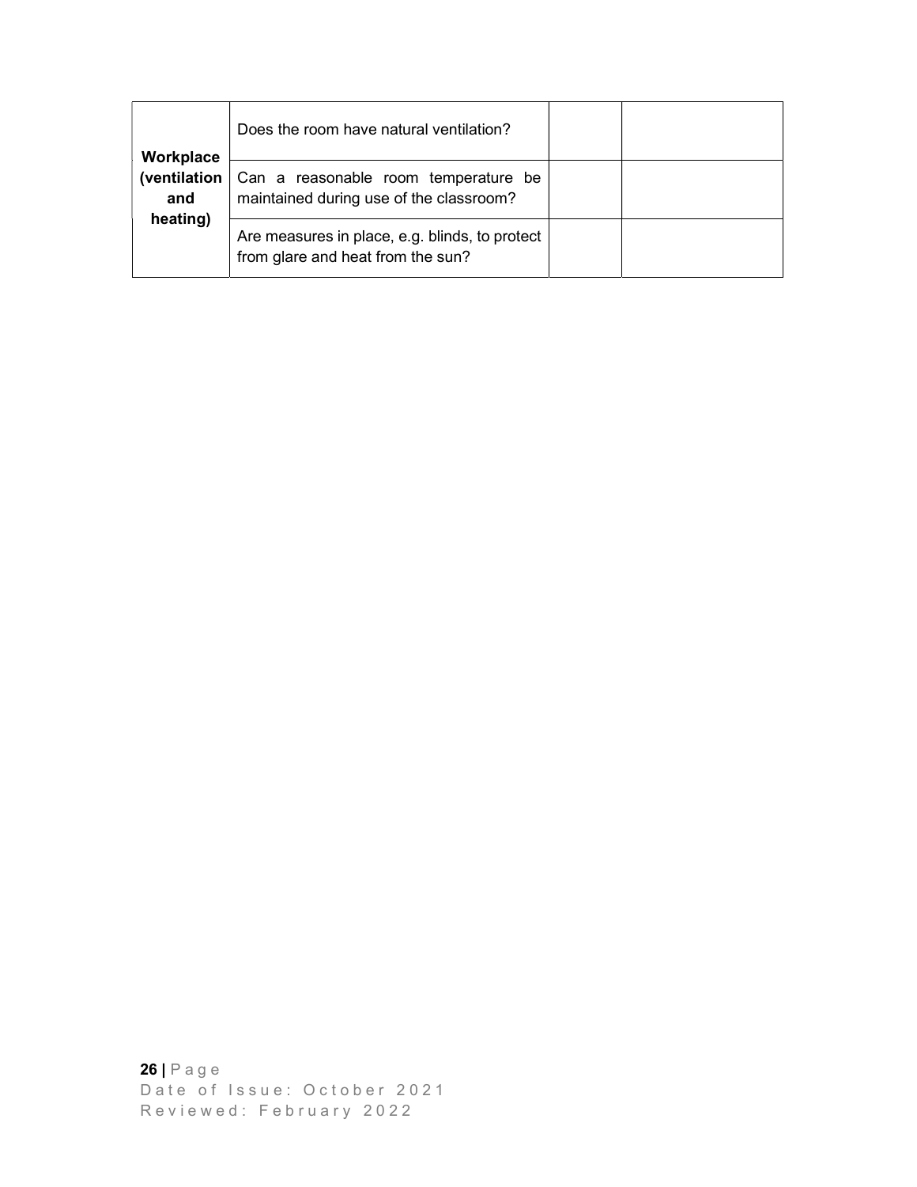| | | | |
|---|---|---|---|
| **Workplace (ventilation and heating)** | Does the room have natural ventilation? | | |
| | Can a reasonable room temperature be maintained during use of the classroom? | | |
| | Are measures in place, e.g. blinds, to protect from glare and heat from the sun? | | |

Date of Issue: October 2021
Reviewed: February 2022